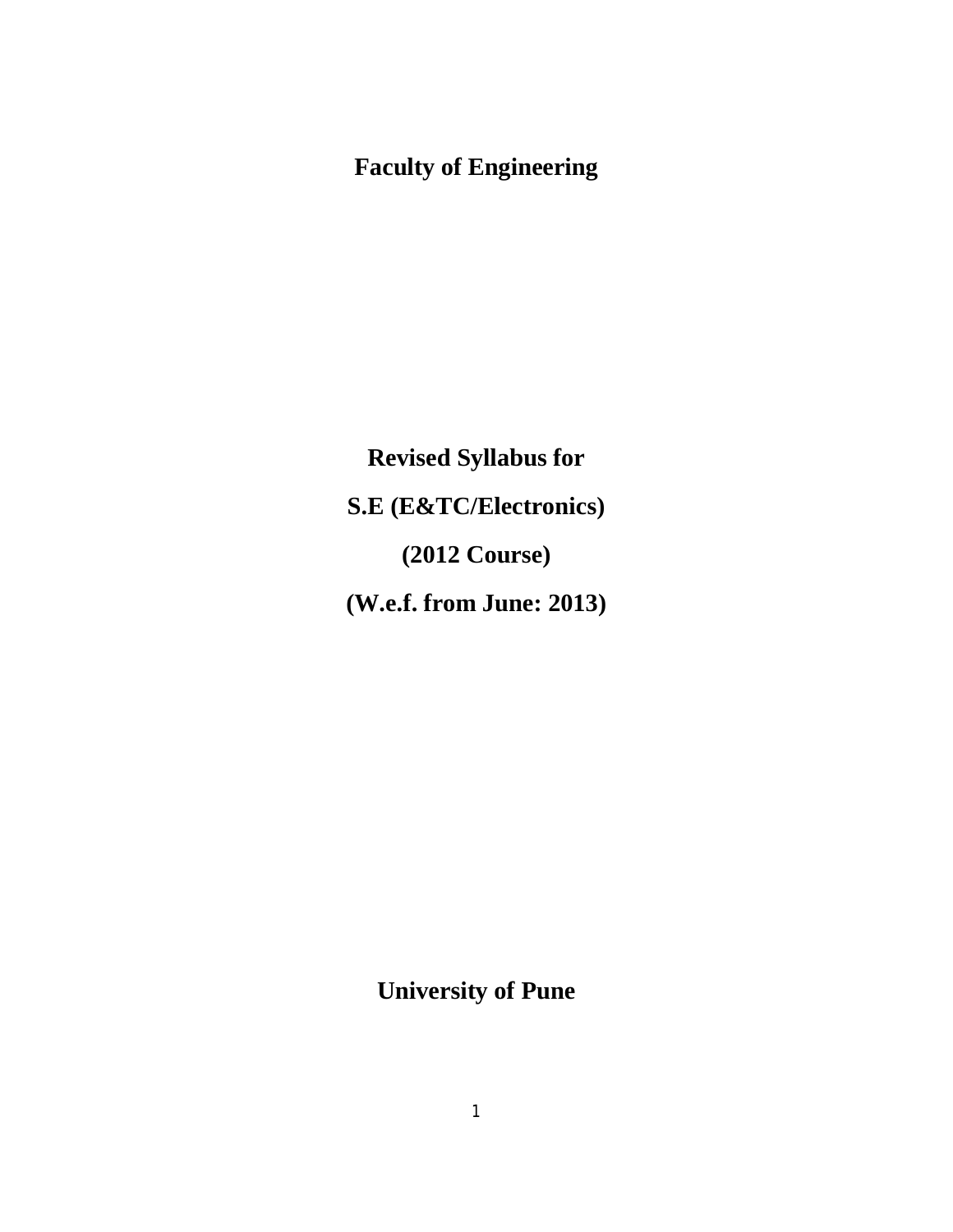# Faculty of Engineering

## Revised Syllabus for

## S.E (E&TC/Electronics)

## (2012 Course)

## (W.e.f. from June: 2013)

## University of Pune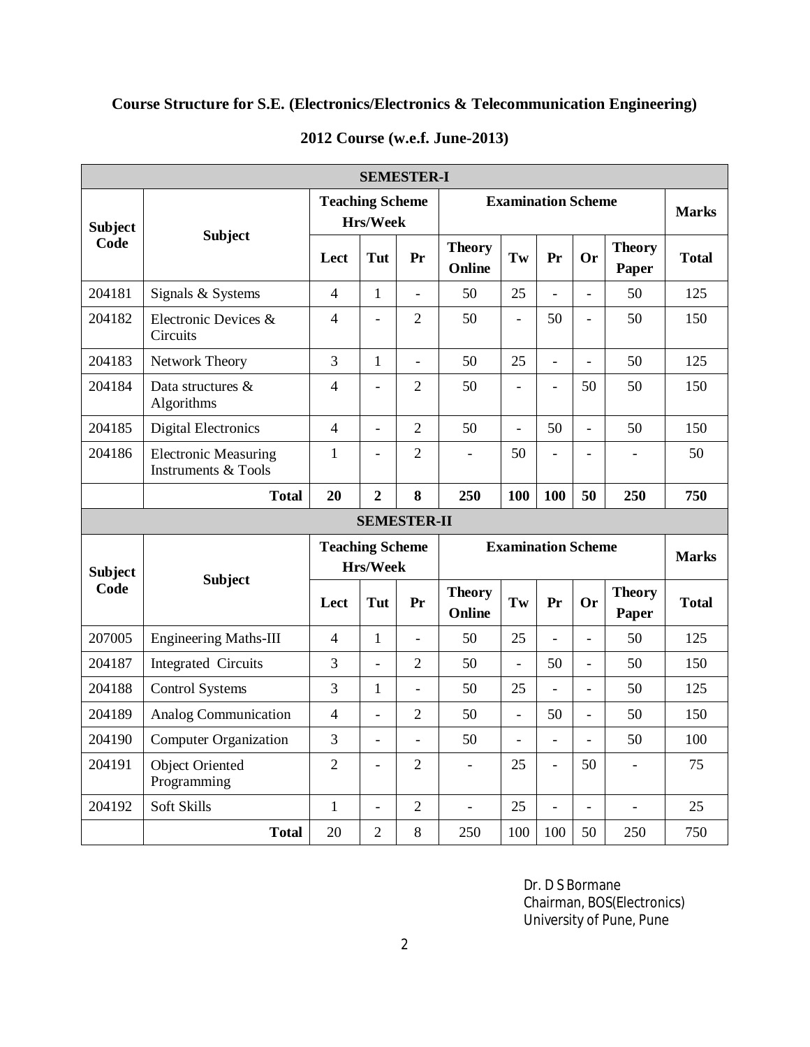**Course Structure for S.E. (Electronics/Electronics & Telecommunication Engineering)**

**2012 Course (w.e.f. June-2013)**

| **SEMESTER-I** | | | | | | | | | | |
|---|---|---|---|---|---|---|---|---|---|---|
| **Subject Code** | **Subject** | **Teaching Scheme Hrs/Week** | | | **Examination Scheme** | | | | | **Marks** |
| | | **Lect** | **Tut** | **Pr** | **Theory Online** | **Tw** | **Pr** | **Or** | **Theory Paper** | **Total** |
| 204181 | Signals & Systems | 4 | 1 | - | 50 | 25 | - | - | 50 | 125 |
| 204182 | Electronic Devices & Circuits | 4 | - | 2 | 50 | - | 50 | - | 50 | 150 |
| 204183 | Network Theory | 3 | 1 | - | 50 | 25 | - | - | 50 | 125 |
| 204184 | Data structures & Algorithms | 4 | - | 2 | 50 | - | - | 50 | 50 | 150 |
| 204185 | Digital Electronics | 4 | - | 2 | 50 | - | 50 | - | 50 | 150 |
| 204186 | Electronic Measuring Instruments & Tools | 1 | - | 2 | - | 50 | - | - | - | 50 |
| | **Total** | **20** | **2** | **8** | **250** | **100** | **100** | **50** | **250** | **750** |

| **SEMESTER-II** | | | | | | | | | | |
|---|---|---|---|---|---|---|---|---|---|---|
| **Subject Code** | **Subject** | **Teaching Scheme Hrs/Week** | | | **Examination Scheme** | | | | | **Marks** |
| | | **Lect** | **Tut** | **Pr** | **Theory Online** | **Tw** | **Pr** | **Or** | **Theory Paper** | **Total** |
| 207005 | Engineering Maths-III | 4 | 1 | - | 50 | 25 | - | - | 50 | 125 |
| 204187 | Integrated Circuits | 3 | - | 2 | 50 | - | 50 | - | 50 | 150 |
| 204188 | Control Systems | 3 | 1 | - | 50 | 25 | - | - | 50 | 125 |
| 204189 | Analog Communication | 4 | - | 2 | 50 | - | 50 | - | 50 | 150 |
| 204190 | Computer Organization | 3 | - | - | 50 | - | - | - | 50 | 100 |
| 204191 | Object Oriented Programming | 2 | - | 2 | - | 25 | - | 50 | - | 75 |
| 204192 | Soft Skills | 1 | - | 2 | - | 25 | - | - | - | 25 |
| | **Total** | 20 | 2 | 8 | 250 | 100 | 100 | 50 | 250 | 750 |

Dr. D S Bormane
Chairman, BOS(Electronics)
University of Pune, Pune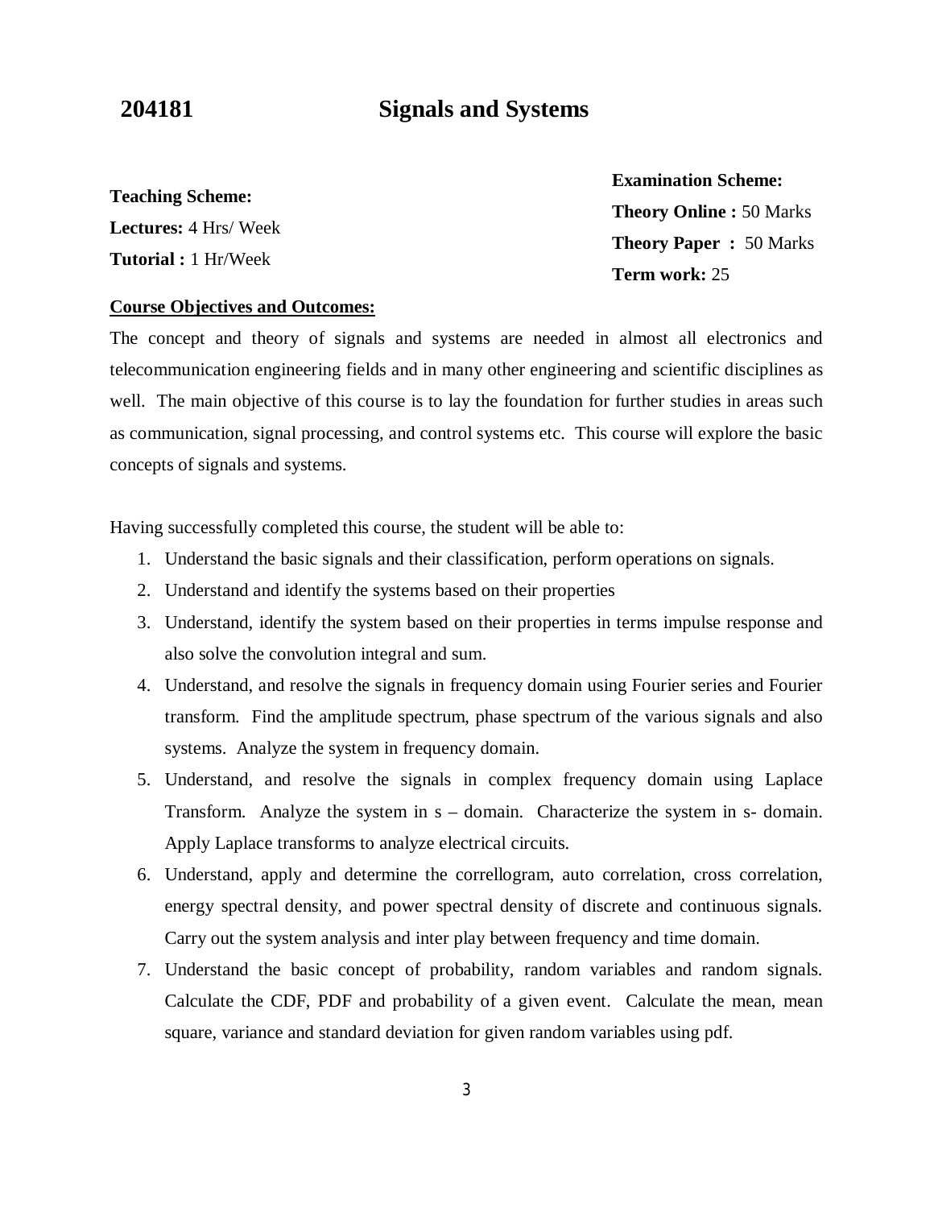# 204181 Signals and Systems

**Teaching Scheme:**
**Lectures:** 4 Hrs/ Week
**Tutorial :** 1 Hr/Week

**Examination Scheme:**
**Theory Online :** 50 Marks
**Theory Paper :** 50 Marks
**Term work:** 25

**Course Objectives and Outcomes:**

The concept and theory of signals and systems are needed in almost all electronics and telecommunication engineering fields and in many other engineering and scientific disciplines as well. The main objective of this course is to lay the foundation for further studies in areas such as communication, signal processing, and control systems etc. This course will explore the basic concepts of signals and systems.

Having successfully completed this course, the student will be able to:

1. Understand the basic signals and their classification, perform operations on signals.
2. Understand and identify the systems based on their properties
3. Understand, identify the system based on their properties in terms impulse response and also solve the convolution integral and sum.
4. Understand, and resolve the signals in frequency domain using Fourier series and Fourier transform. Find the amplitude spectrum, phase spectrum of the various signals and also systems. Analyze the system in frequency domain.
5. Understand, and resolve the signals in complex frequency domain using Laplace Transform. Analyze the system in s – domain. Characterize the system in s- domain. Apply Laplace transforms to analyze electrical circuits.
6. Understand, apply and determine the correllogram, auto correlation, cross correlation, energy spectral density, and power spectral density of discrete and continuous signals. Carry out the system analysis and inter play between frequency and time domain.
7. Understand the basic concept of probability, random variables and random signals. Calculate the CDF, PDF and probability of a given event. Calculate the mean, mean square, variance and standard deviation for given random variables using pdf.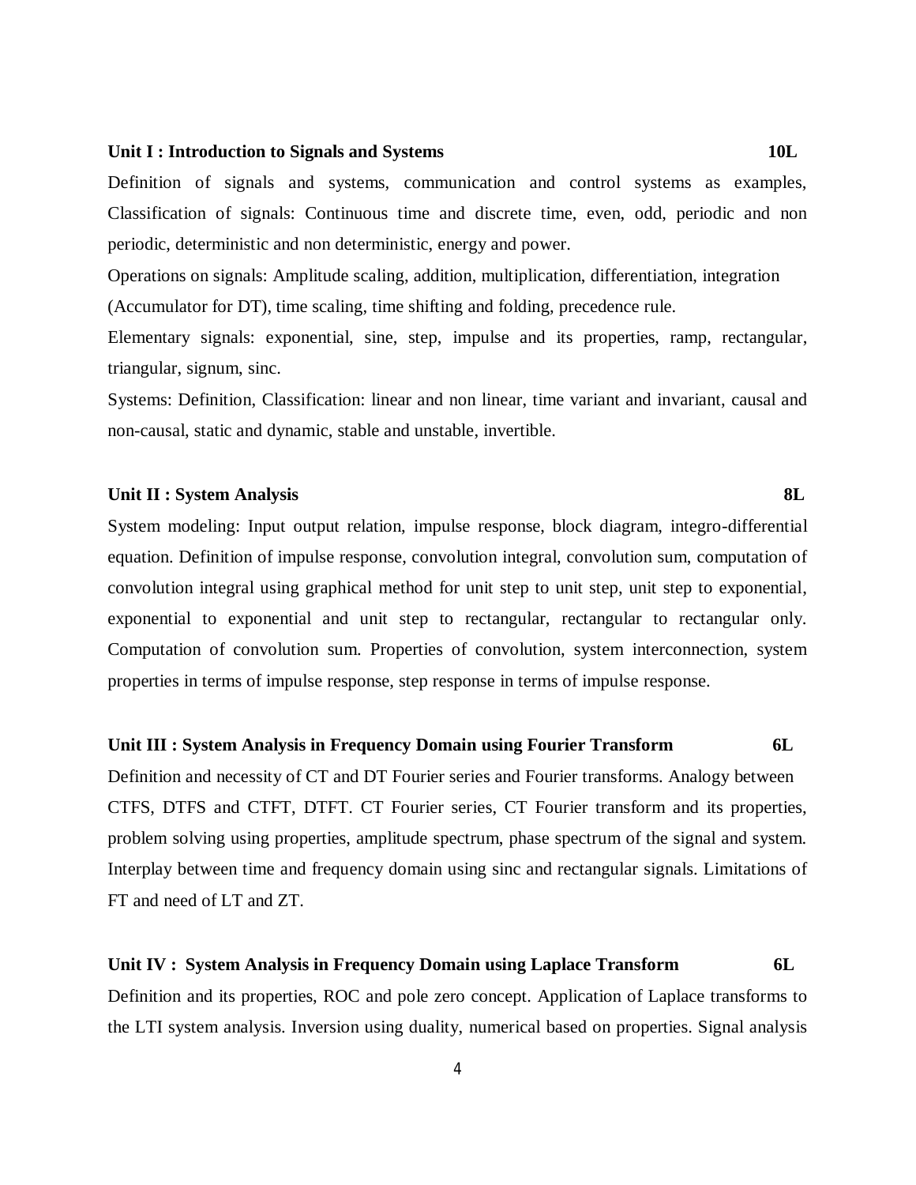**Unit I : Introduction to Signals and Systems** **10L**

Definition of signals and systems, communication and control systems as examples, Classification of signals: Continuous time and discrete time, even, odd, periodic and non periodic, deterministic and non deterministic, energy and power.

Operations on signals: Amplitude scaling, addition, multiplication, differentiation, integration (Accumulator for DT), time scaling, time shifting and folding, precedence rule.

Elementary signals: exponential, sine, step, impulse and its properties, ramp, rectangular, triangular, signum, sinc.

Systems: Definition, Classification: linear and non linear, time variant and invariant, causal and non-causal, static and dynamic, stable and unstable, invertible.

**Unit II : System Analysis** **8L**

System modeling: Input output relation, impulse response, block diagram, integro-differential equation. Definition of impulse response, convolution integral, convolution sum, computation of convolution integral using graphical method for unit step to unit step, unit step to exponential, exponential to exponential and unit step to rectangular, rectangular to rectangular only. Computation of convolution sum. Properties of convolution, system interconnection, system properties in terms of impulse response, step response in terms of impulse response.

**Unit III : System Analysis in Frequency Domain using Fourier Transform** **6L**

Definition and necessity of CT and DT Fourier series and Fourier transforms. Analogy between CTFS, DTFS and CTFT, DTFT. CT Fourier series, CT Fourier transform and its properties, problem solving using properties, amplitude spectrum, phase spectrum of the signal and system. Interplay between time and frequency domain using sinc and rectangular signals. Limitations of FT and need of LT and ZT.

**Unit IV : System Analysis in Frequency Domain using Laplace Transform** **6L**

Definition and its properties, ROC and pole zero concept. Application of Laplace transforms to the LTI system analysis. Inversion using duality, numerical based on properties. Signal analysis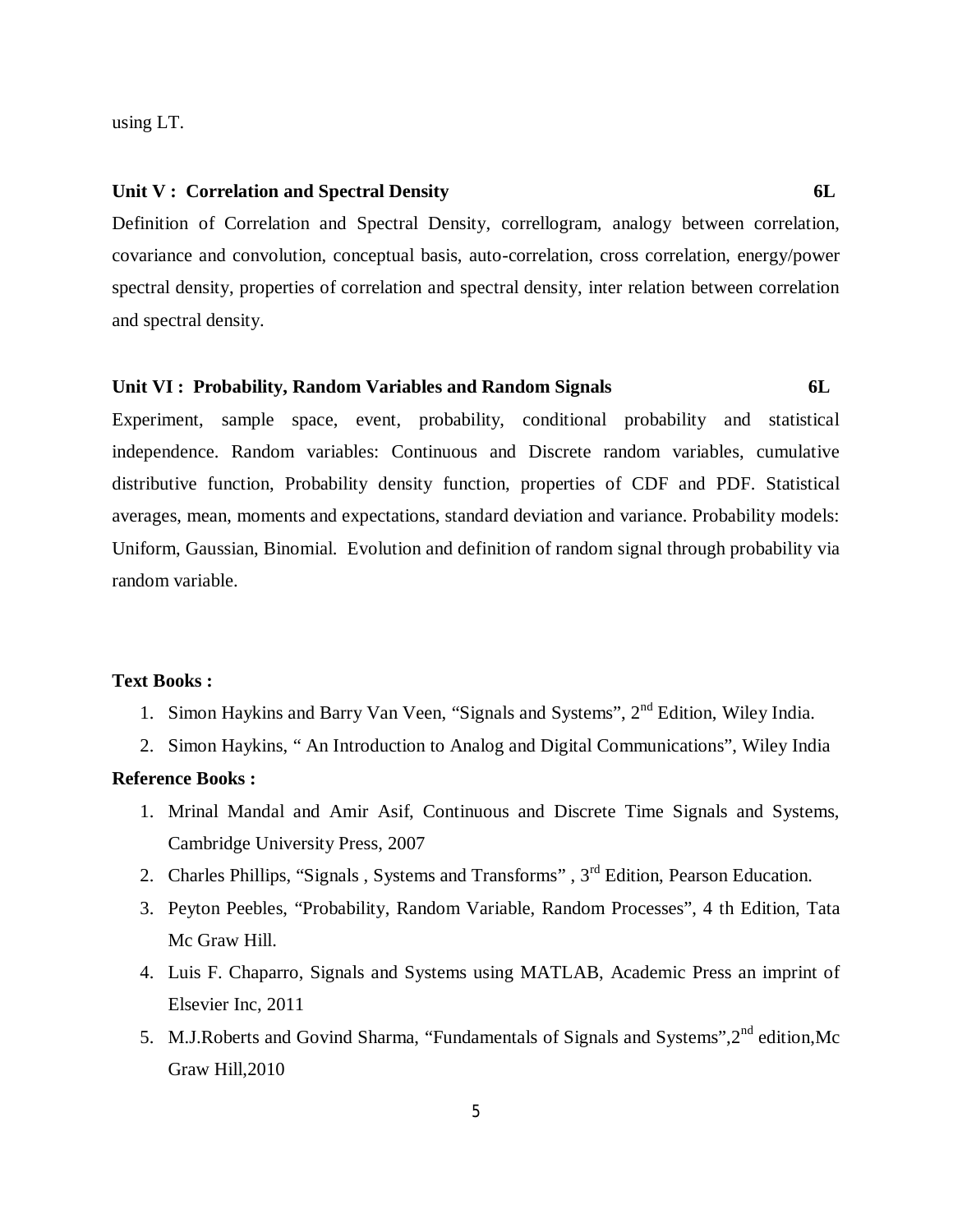using LT.

**Unit V : Correlation and Spectral Density 6L**

Definition of Correlation and Spectral Density, correllogram, analogy between correlation, covariance and convolution, conceptual basis, auto-correlation, cross correlation, energy/power spectral density, properties of correlation and spectral density, inter relation between correlation and spectral density.

**Unit VI : Probability, Random Variables and Random Signals 6L**

Experiment, sample space, event, probability, conditional probability and statistical independence. Random variables: Continuous and Discrete random variables, cumulative distributive function, Probability density function, properties of CDF and PDF. Statistical averages, mean, moments and expectations, standard deviation and variance. Probability models: Uniform, Gaussian, Binomial. Evolution and definition of random signal through probability via random variable.

**Text Books :**

1. Simon Haykins and Barry Van Veen, "Signals and Systems", 2nd Edition, Wiley India.
2. Simon Haykins, " An Introduction to Analog and Digital Communications", Wiley India

**Reference Books :**

1. Mrinal Mandal and Amir Asif, Continuous and Discrete Time Signals and Systems, Cambridge University Press, 2007
2. Charles Phillips, "Signals , Systems and Transforms" , 3rd Edition, Pearson Education.
3. Peyton Peebles, "Probability, Random Variable, Random Processes", 4 th Edition, Tata Mc Graw Hill.
4. Luis F. Chaparro, Signals and Systems using MATLAB, Academic Press an imprint of Elsevier Inc, 2011
5. M.J.Roberts and Govind Sharma, "Fundamentals of Signals and Systems",2nd edition,Mc Graw Hill,2010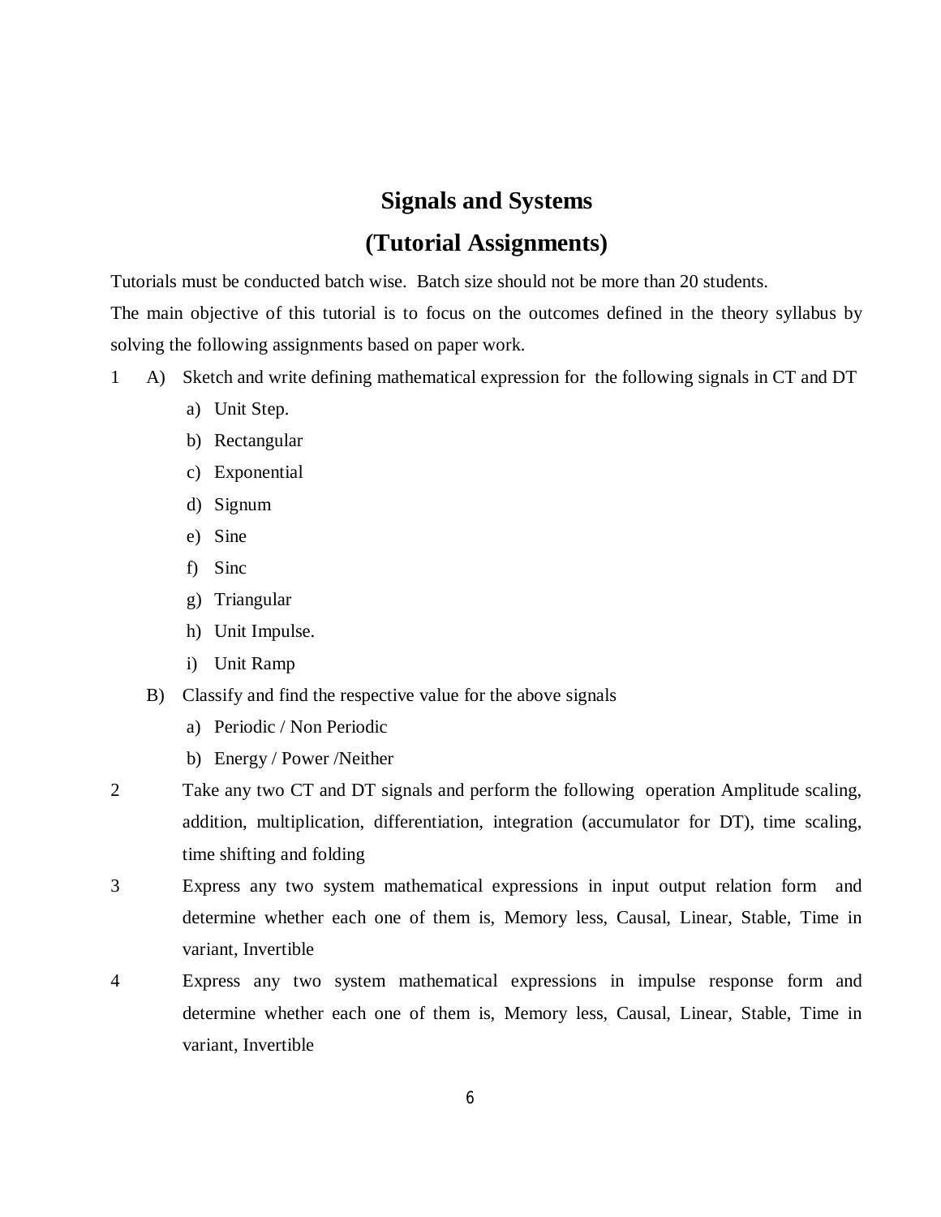# Signals and Systems

## (Tutorial Assignments)

Tutorials must be conducted batch wise. Batch size should not be more than 20 students.

The main objective of this tutorial is to focus on the outcomes defined in the theory syllabus by solving the following assignments based on paper work.

1 A) Sketch and write defining mathematical expression for the following signals in CT and DT

   a) Unit Step.
   b) Rectangular
   c) Exponential
   d) Signum
   e) Sine
   f) Sinc
   g) Triangular
   h) Unit Impulse.
   i) Unit Ramp

  B) Classify and find the respective value for the above signals

   a) Periodic / Non Periodic
   b) Energy / Power /Neither

2 Take any two CT and DT signals and perform the following operation Amplitude scaling, addition, multiplication, differentiation, integration (accumulator for DT), time scaling, time shifting and folding

3 Express any two system mathematical expressions in input output relation form and determine whether each one of them is, Memory less, Causal, Linear, Stable, Time in variant, Invertible

4 Express any two system mathematical expressions in impulse response form and determine whether each one of them is, Memory less, Causal, Linear, Stable, Time in variant, Invertible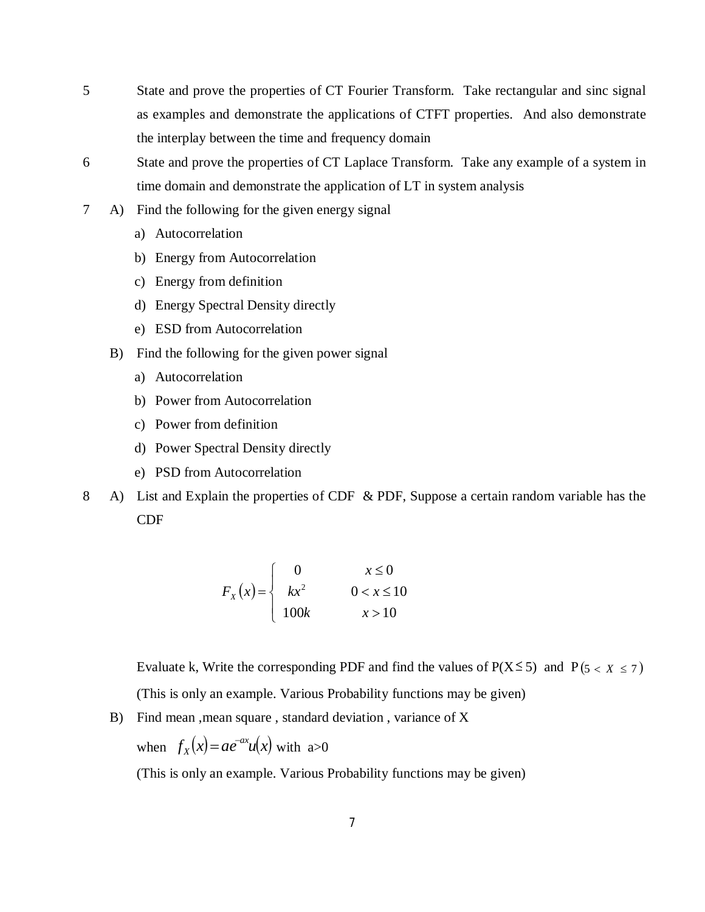5 State and prove the properties of CT Fourier Transform. Take rectangular and sinc signal as examples and demonstrate the applications of CTFT properties. And also demonstrate the interplay between the time and frequency domain

6 State and prove the properties of CT Laplace Transform. Take any example of a system in time domain and demonstrate the application of LT in system analysis

7 A) Find the following for the given energy signal

   a) Autocorrelation
   b) Energy from Autocorrelation
   c) Energy from definition
   d) Energy Spectral Density directly
   e) ESD from Autocorrelation

   B) Find the following for the given power signal

   a) Autocorrelation
   b) Power from Autocorrelation
   c) Power from definition
   d) Power Spectral Density directly
   e) PSD from Autocorrelation

8 A) List and Explain the properties of CDF & PDF, Suppose a certain random variable has the CDF

$$F_X(x) = \begin{cases} 0 & x \le 0 \\ kx^2 & 0 < x \le 10 \\ 100k & x > 10 \end{cases}$$

Evaluate k, Write the corresponding PDF and find the values of $P(X \le 5)$ and $P(5 < X \le 7)$

(This is only an example. Various Probability functions may be given)

   B) Find mean ,mean square , standard deviation , variance of X

when $f_X(x) = ae^{-ax}u(x)$ with $a>0$

(This is only an example. Various Probability functions may be given)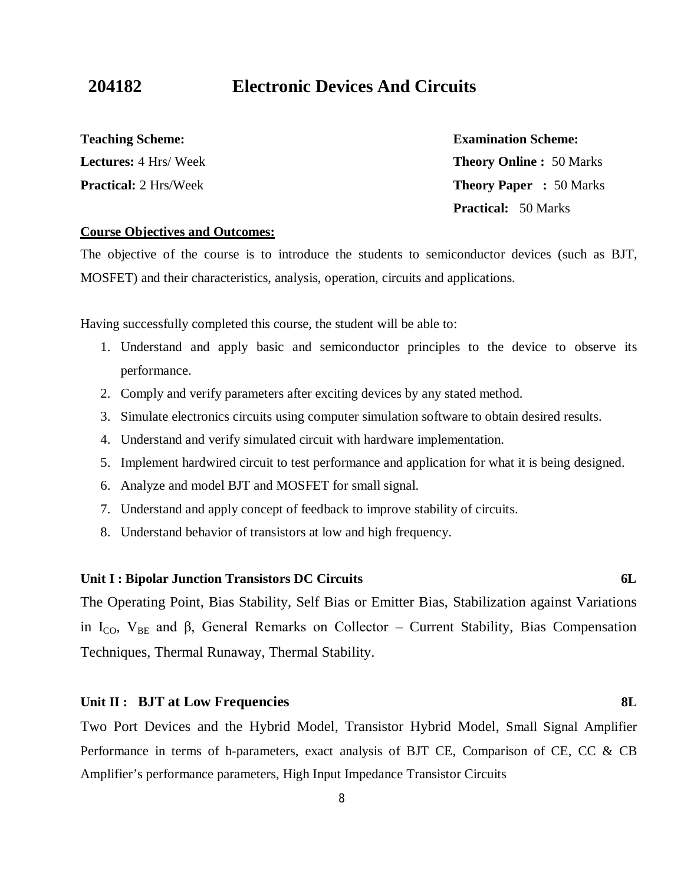## 204182 Electronic Devices And Circuits

**Teaching Scheme:**

**Lectures:** 4 Hrs/ Week

**Practical:** 2 Hrs/Week

**Examination Scheme:**

**Theory Online :** 50 Marks

**Theory Paper :** 50 Marks

**Practical:** 50 Marks

**Course Objectives and Outcomes:**

The objective of the course is to introduce the students to semiconductor devices (such as BJT, MOSFET) and their characteristics, analysis, operation, circuits and applications.

Having successfully completed this course, the student will be able to:

1. Understand and apply basic and semiconductor principles to the device to observe its performance.
2. Comply and verify parameters after exciting devices by any stated method.
3. Simulate electronics circuits using computer simulation software to obtain desired results.
4. Understand and verify simulated circuit with hardware implementation.
5. Implement hardwired circuit to test performance and application for what it is being designed.
6. Analyze and model BJT and MOSFET for small signal.
7. Understand and apply concept of feedback to improve stability of circuits.
8. Understand behavior of transistors at low and high frequency.

**Unit I : Bipolar Junction Transistors DC Circuits** **6L**

The Operating Point, Bias Stability, Self Bias or Emitter Bias, Stabilization against Variations in $I_{CO}$, $V_{BE}$ and $\beta$, General Remarks on Collector – Current Stability, Bias Compensation Techniques, Thermal Runaway, Thermal Stability.

**Unit II : BJT at Low Frequencies** **8L**

Two Port Devices and the Hybrid Model, Transistor Hybrid Model, Small Signal Amplifier Performance in terms of h-parameters, exact analysis of BJT CE, Comparison of CE, CC & CB Amplifier's performance parameters, High Input Impedance Transistor Circuits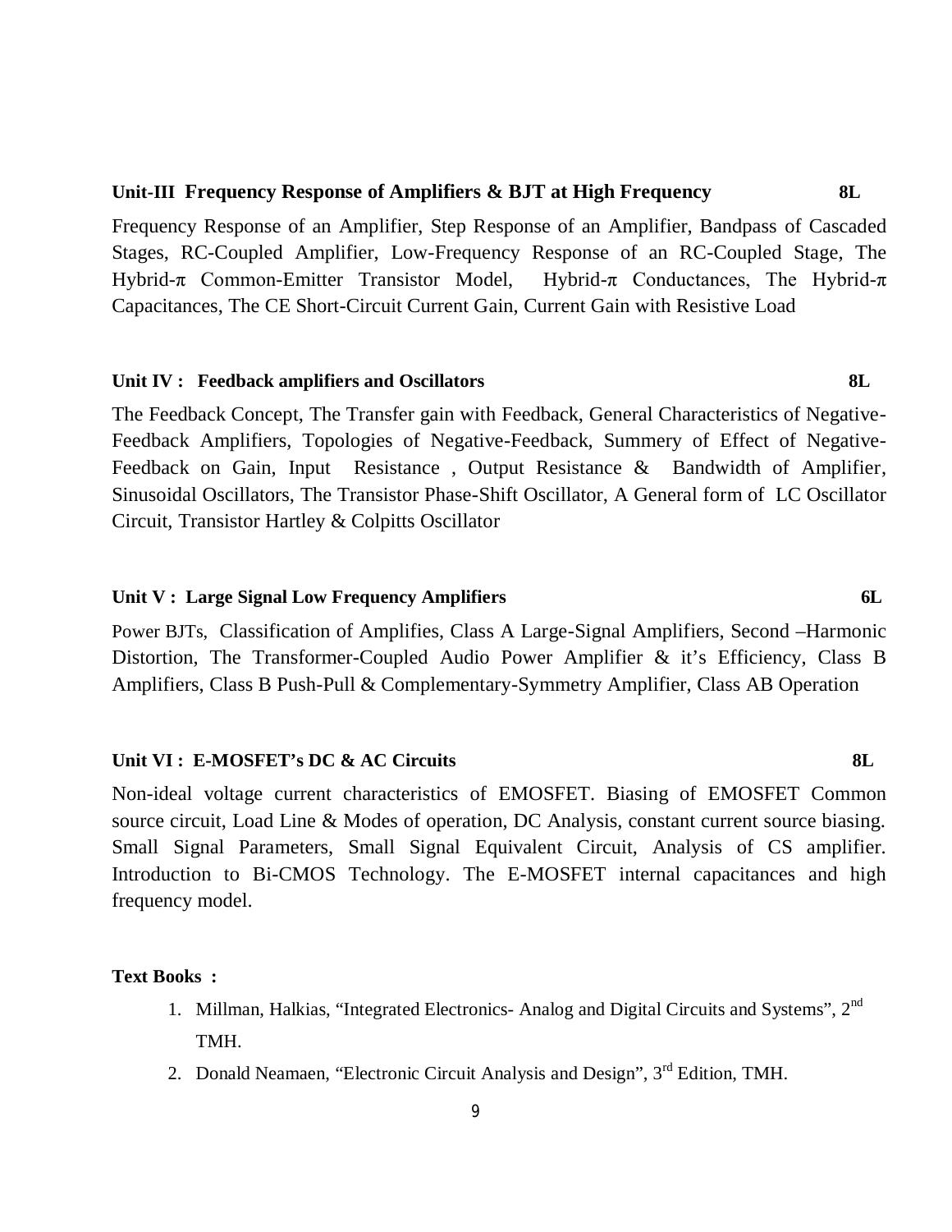**Unit-III Frequency Response of Amplifiers & BJT at High Frequency** **8L**

Frequency Response of an Amplifier, Step Response of an Amplifier, Bandpass of Cascaded Stages, RC-Coupled Amplifier, Low-Frequency Response of an RC-Coupled Stage, The Hybrid-π Common-Emitter Transistor Model, Hybrid-π Conductances, The Hybrid-π Capacitances, The CE Short-Circuit Current Gain, Current Gain with Resistive Load

**Unit IV : Feedback amplifiers and Oscillators** **8L**

The Feedback Concept, The Transfer gain with Feedback, General Characteristics of Negative-Feedback Amplifiers, Topologies of Negative-Feedback, Summery of Effect of Negative-Feedback on Gain, Input Resistance , Output Resistance & Bandwidth of Amplifier, Sinusoidal Oscillators, The Transistor Phase-Shift Oscillator, A General form of LC Oscillator Circuit, Transistor Hartley & Colpitts Oscillator

**Unit V : Large Signal Low Frequency Amplifiers** **6L**

Power BJTs, Classification of Amplifies, Class A Large-Signal Amplifiers, Second –Harmonic Distortion, The Transformer-Coupled Audio Power Amplifier & it's Efficiency, Class B Amplifiers, Class B Push-Pull & Complementary-Symmetry Amplifier, Class AB Operation

**Unit VI : E-MOSFET's DC & AC Circuits** **8L**

Non-ideal voltage current characteristics of EMOSFET. Biasing of EMOSFET Common source circuit, Load Line & Modes of operation, DC Analysis, constant current source biasing. Small Signal Parameters, Small Signal Equivalent Circuit, Analysis of CS amplifier. Introduction to Bi-CMOS Technology. The E-MOSFET internal capacitances and high frequency model.

**Text Books :**

1. Millman, Halkias, "Integrated Electronics- Analog and Digital Circuits and Systems", 2nd TMH.
2. Donald Neamaen, "Electronic Circuit Analysis and Design", 3rd Edition, TMH.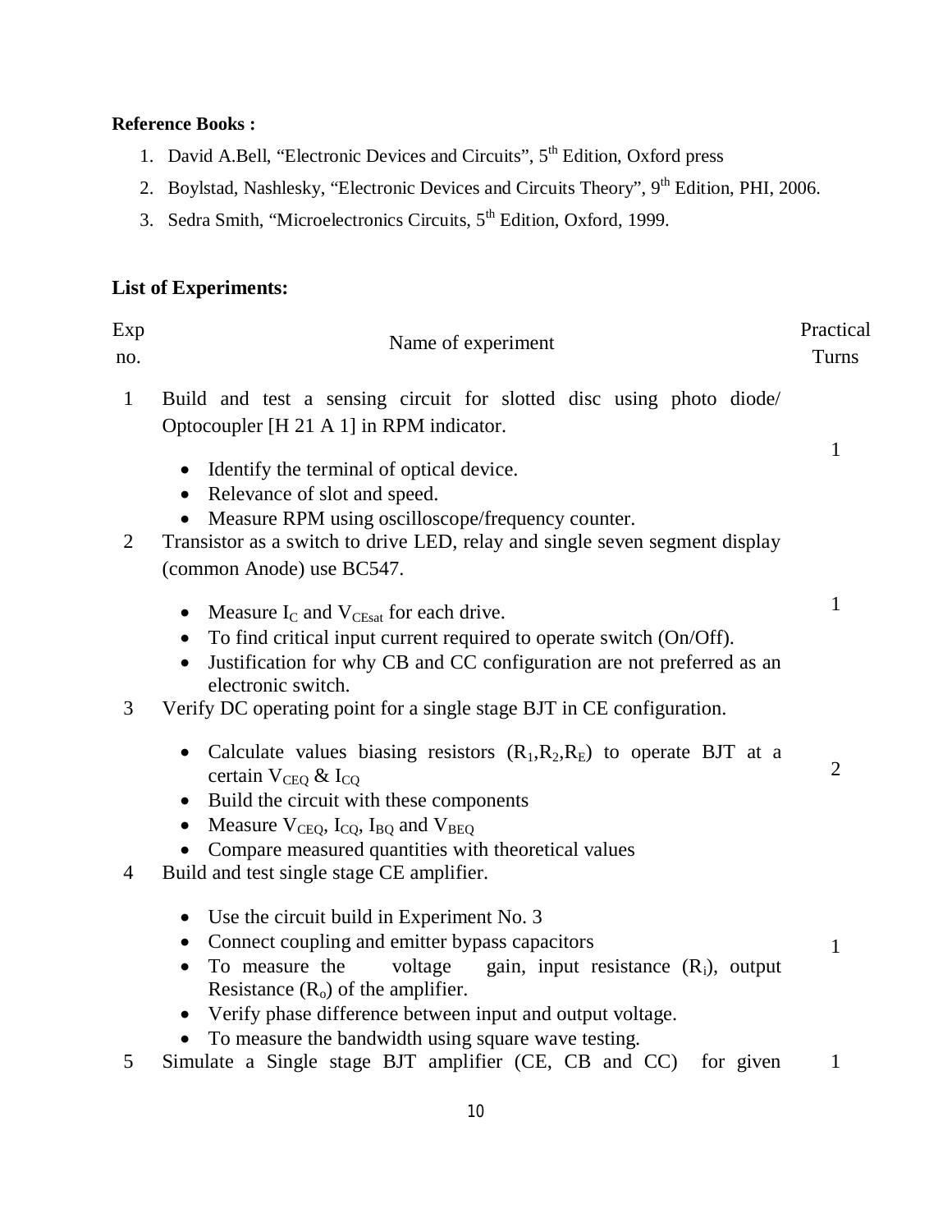**Reference Books :**

1. David A.Bell, “Electronic Devices and Circuits”, 5th Edition, Oxford press
2. Boylstad, Nashlesky, “Electronic Devices and Circuits Theory”, 9th Edition, PHI, 2006.
3. Sedra Smith, “Microelectronics Circuits, 5th Edition, Oxford, 1999.

**List of Experiments:**

| Exp no. | Name of experiment | Practical Turns |
|---|---|---|
| 1 | Build and test a sensing circuit for slotted disc using photo diode/ Optocoupler [H 21 A 1] in RPM indicator.<br>• Identify the terminal of optical device.<br>• Relevance of slot and speed.<br>• Measure RPM using oscilloscope/frequency counter. | 1 |
| 2 | Transistor as a switch to drive LED, relay and single seven segment display (common Anode) use BC547.<br>• Measure $I_C$ and $V_{CEsat}$ for each drive.<br>• To find critical input current required to operate switch (On/Off).<br>• Justification for why CB and CC configuration are not preferred as an electronic switch. | 1 |
| 3 | Verify DC operating point for a single stage BJT in CE configuration.<br>• Calculate values biasing resistors ($R_1$,$R_2$,$R_E$) to operate BJT at a certain $V_{CEQ}$ & $I_{CQ}$<br>• Build the circuit with these components<br>• Measure $V_{CEQ}$, $I_{CQ}$, $I_{BQ}$ and $V_{BEQ}$<br>• Compare measured quantities with theoretical values | 2 |
| 4 | Build and test single stage CE amplifier.<br>• Use the circuit build in Experiment No. 3<br>• Connect coupling and emitter bypass capacitors<br>• To measure the voltage gain, input resistance ($R_i$), output Resistance ($R_o$) of the amplifier.<br>• Verify phase difference between input and output voltage.<br>• To measure the bandwidth using square wave testing. | 1 |
| 5 | Simulate a Single stage BJT amplifier (CE, CB and CC) for given | 1 |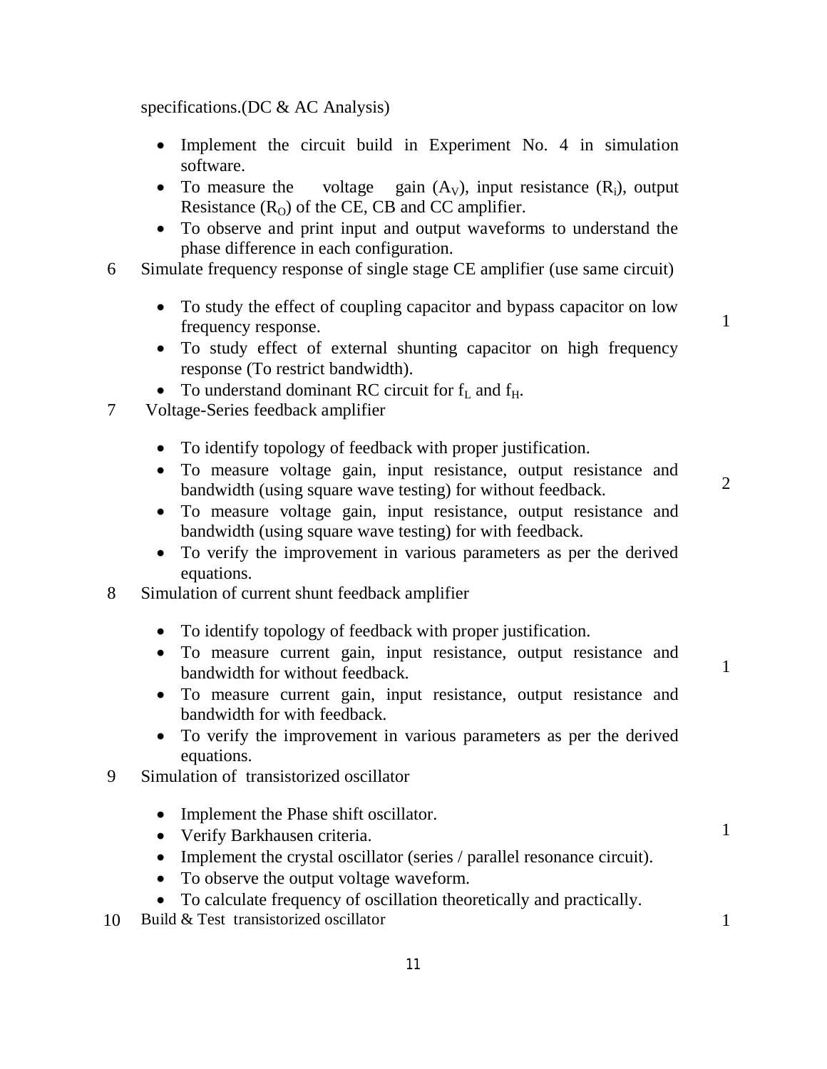specifications.(DC & AC Analysis)

- Implement the circuit build in Experiment No. 4 in simulation software.
- To measure the voltage gain ($A_V$), input resistance ($R_i$), output Resistance ($R_O$) of the CE, CB and CC amplifier.
- To observe and print input and output waveforms to understand the phase difference in each configuration.

| | | |
|---|---|---|
| 6 | Simulate frequency response of single stage CE amplifier (use same circuit)<br>• To study the effect of coupling capacitor and bypass capacitor on low frequency response.<br>• To study effect of external shunting capacitor on high frequency response (To restrict bandwidth).<br>• To understand dominant RC circuit for $f_L$ and $f_H$. | 1 |
| 7 | Voltage-Series feedback amplifier<br>• To identify topology of feedback with proper justification.<br>• To measure voltage gain, input resistance, output resistance and bandwidth (using square wave testing) for without feedback.<br>• To measure voltage gain, input resistance, output resistance and bandwidth (using square wave testing) for with feedback.<br>• To verify the improvement in various parameters as per the derived equations. | 2 |
| 8 | Simulation of current shunt feedback amplifier<br>• To identify topology of feedback with proper justification.<br>• To measure current gain, input resistance, output resistance and bandwidth for without feedback.<br>• To measure current gain, input resistance, output resistance and bandwidth for with feedback.<br>• To verify the improvement in various parameters as per the derived equations. | 1 |
| 9 | Simulation of transistorized oscillator<br>• Implement the Phase shift oscillator.<br>• Verify Barkhausen criteria.<br>• Implement the crystal oscillator (series / parallel resonance circuit).<br>• To observe the output voltage waveform.<br>• To calculate frequency of oscillation theoretically and practically. | 1 |
| 10 | Build & Test transistorized oscillator | 1 |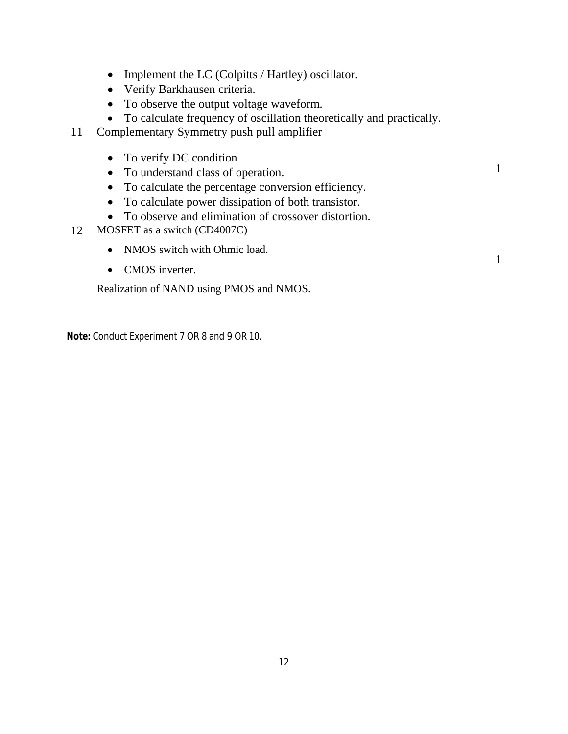- Implement the LC (Colpitts / Hartley) oscillator.
- Verify Barkhausen criteria.
- To observe the output voltage waveform.
- To calculate frequency of oscillation theoretically and practically.

| | | |
|---|---|---|
| 11 | Complementary Symmetry push pull amplifier<br>• To verify DC condition<br>• To understand class of operation.<br>• To calculate the percentage conversion efficiency.<br>• To calculate power dissipation of both transistor.<br>• To observe and elimination of crossover distortion. | 1 |
| 12 | MOSFET as a switch (CD4007C)<br>• NMOS switch with Ohmic load.<br>• CMOS inverter.<br>Realization of NAND using PMOS and NMOS. | 1 |

**Note:** Conduct Experiment 7 OR 8 and 9 OR 10.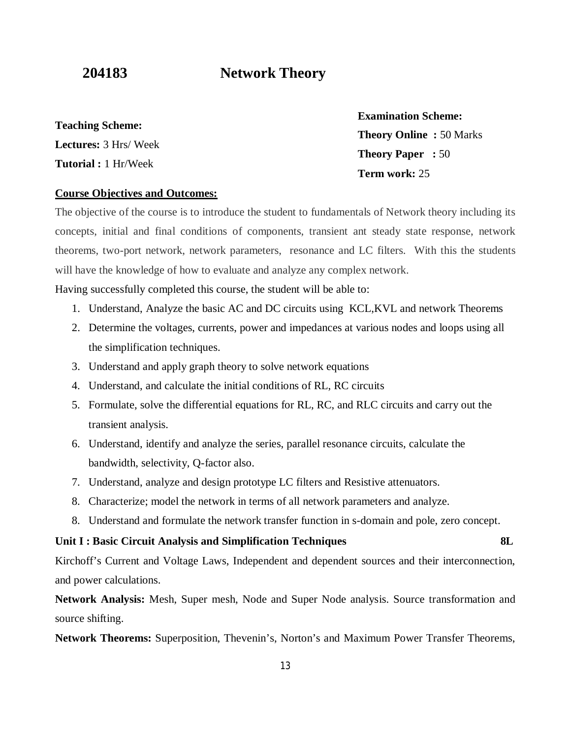## 204183 Network Theory

**Teaching Scheme:**
**Lectures:** 3 Hrs/ Week
**Tutorial :** 1 Hr/Week

**Examination Scheme:**
**Theory Online :** 50 Marks
**Theory Paper :** 50
**Term work:** 25

**Course Objectives and Outcomes:**

The objective of the course is to introduce the student to fundamentals of Network theory including its concepts, initial and final conditions of components, transient ant steady state response, network theorems, two-port network, network parameters, resonance and LC filters. With this the students will have the knowledge of how to evaluate and analyze any complex network.

Having successfully completed this course, the student will be able to:

1. Understand, Analyze the basic AC and DC circuits using KCL,KVL and network Theorems
2. Determine the voltages, currents, power and impedances at various nodes and loops using all the simplification techniques.
3. Understand and apply graph theory to solve network equations
4. Understand, and calculate the initial conditions of RL, RC circuits
5. Formulate, solve the differential equations for RL, RC, and RLC circuits and carry out the transient analysis.
6. Understand, identify and analyze the series, parallel resonance circuits, calculate the bandwidth, selectivity, Q-factor also.
7. Understand, analyze and design prototype LC filters and Resistive attenuators.
8. Characterize; model the network in terms of all network parameters and analyze.
8. Understand and formulate the network transfer function in s-domain and pole, zero concept.

**Unit I : Basic Circuit Analysis and Simplification Techniques 8L**

Kirchoff's Current and Voltage Laws, Independent and dependent sources and their interconnection, and power calculations.

**Network Analysis:** Mesh, Super mesh, Node and Super Node analysis. Source transformation and source shifting.

**Network Theorems:** Superposition, Thevenin's, Norton's and Maximum Power Transfer Theorems,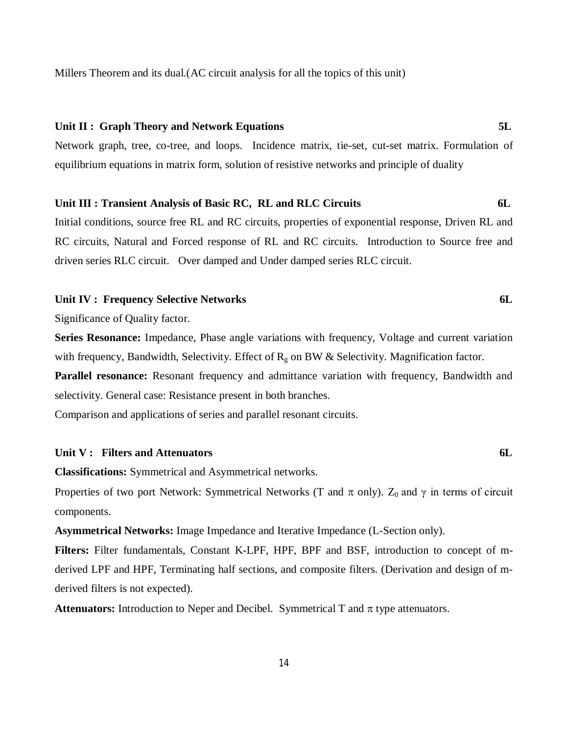Millers Theorem and its dual.(AC circuit analysis for all the topics of this unit)

**Unit II : Graph Theory and Network Equations** **5L**

Network graph, tree, co-tree, and loops. Incidence matrix, tie-set, cut-set matrix. Formulation of equilibrium equations in matrix form, solution of resistive networks and principle of duality

**Unit III : Transient Analysis of Basic RC, RL and RLC Circuits** **6L**

Initial conditions, source free RL and RC circuits, properties of exponential response, Driven RL and RC circuits, Natural and Forced response of RL and RC circuits. Introduction to Source free and driven series RLC circuit. Over damped and Under damped series RLC circuit.

**Unit IV : Frequency Selective Networks** **6L**

Significance of Quality factor.

**Series Resonance:** Impedance, Phase angle variations with frequency, Voltage and current variation with frequency, Bandwidth, Selectivity. Effect of $R_g$ on BW & Selectivity. Magnification factor.

**Parallel resonance:** Resonant frequency and admittance variation with frequency, Bandwidth and selectivity. General case: Resistance present in both branches.

Comparison and applications of series and parallel resonant circuits.

**Unit V : Filters and Attenuators** **6L**

**Classifications:** Symmetrical and Asymmetrical networks.

Properties of two port Network: Symmetrical Networks (T and $\pi$ only). $Z_0$ and $\gamma$ in terms of circuit components.

**Asymmetrical Networks:** Image Impedance and Iterative Impedance (L-Section only).

**Filters:** Filter fundamentals, Constant K-LPF, HPF, BPF and BSF, introduction to concept of m-derived LPF and HPF, Terminating half sections, and composite filters. (Derivation and design of m-derived filters is not expected).

**Attenuators:** Introduction to Neper and Decibel. Symmetrical T and $\pi$ type attenuators.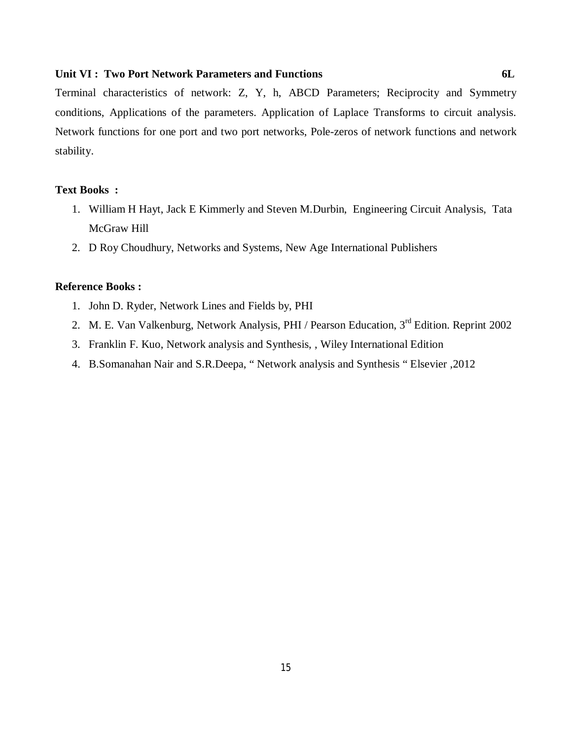**Unit VI : Two Port Network Parameters and Functions** **6L**

Terminal characteristics of network: Z, Y, h, ABCD Parameters; Reciprocity and Symmetry conditions, Applications of the parameters. Application of Laplace Transforms to circuit analysis. Network functions for one port and two port networks, Pole-zeros of network functions and network stability.

**Text Books :**

1. William H Hayt, Jack E Kimmerly and Steven M.Durbin, Engineering Circuit Analysis, Tata McGraw Hill
2. D Roy Choudhury, Networks and Systems, New Age International Publishers

**Reference Books :**

1. John D. Ryder, Network Lines and Fields by, PHI
2. M. E. Van Valkenburg, Network Analysis, PHI / Pearson Education, 3rd Edition. Reprint 2002
3. Franklin F. Kuo, Network analysis and Synthesis, , Wiley International Edition
4. B.Somanahan Nair and S.R.Deepa, " Network analysis and Synthesis " Elsevier ,2012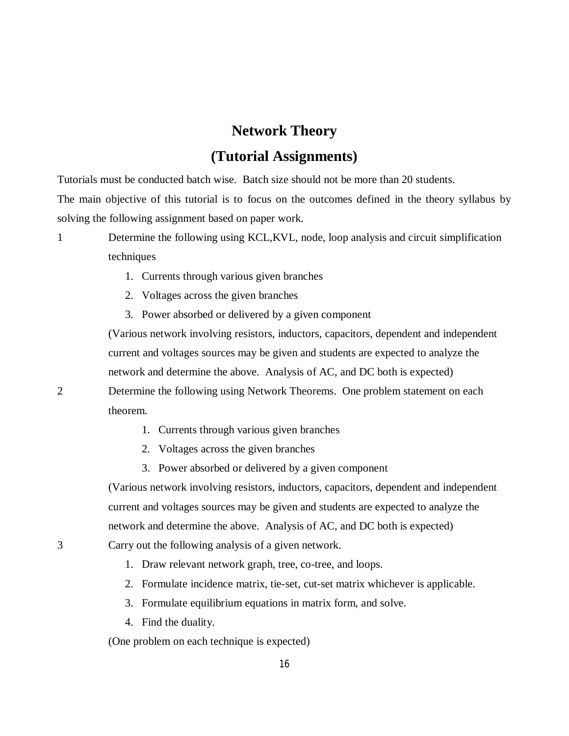# Network Theory

# (Tutorial Assignments)

Tutorials must be conducted batch wise. Batch size should not be more than 20 students.

The main objective of this tutorial is to focus on the outcomes defined in the theory syllabus by solving the following assignment based on paper work.

1 Determine the following using KCL,KVL, node, loop analysis and circuit simplification techniques

1. Currents through various given branches
2. Voltages across the given branches
3. Power absorbed or delivered by a given component

(Various network involving resistors, inductors, capacitors, dependent and independent current and voltages sources may be given and students are expected to analyze the network and determine the above. Analysis of AC, and DC both is expected)

2 Determine the following using Network Theorems. One problem statement on each theorem.

1. Currents through various given branches
2. Voltages across the given branches
3. Power absorbed or delivered by a given component

(Various network involving resistors, inductors, capacitors, dependent and independent current and voltages sources may be given and students are expected to analyze the network and determine the above. Analysis of AC, and DC both is expected)

3 Carry out the following analysis of a given network.

1. Draw relevant network graph, tree, co-tree, and loops.
2. Formulate incidence matrix, tie-set, cut-set matrix whichever is applicable.
3. Formulate equilibrium equations in matrix form, and solve.
4. Find the duality.

(One problem on each technique is expected)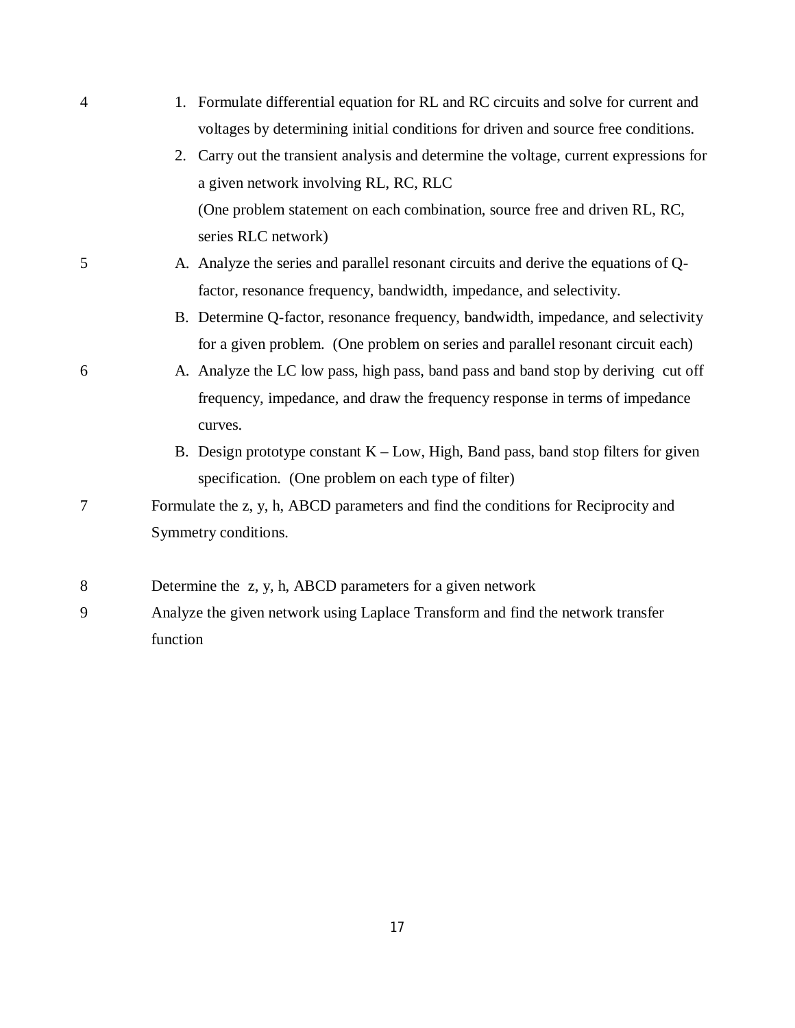| | |
|---|---|
| 4 | 1. Formulate differential equation for RL and RC circuits and solve for current and voltages by determining initial conditions for driven and source free conditions.<br>2. Carry out the transient analysis and determine the voltage, current expressions for a given network involving RL, RC, RLC<br>(One problem statement on each combination, source free and driven RL, RC, series RLC network) |
| 5 | A. Analyze the series and parallel resonant circuits and derive the equations of Q-factor, resonance frequency, bandwidth, impedance, and selectivity.<br>B. Determine Q-factor, resonance frequency, bandwidth, impedance, and selectivity for a given problem. (One problem on series and parallel resonant circuit each) |
| 6 | A. Analyze the LC low pass, high pass, band pass and band stop by deriving cut off frequency, impedance, and draw the frequency response in terms of impedance curves.<br>B. Design prototype constant K – Low, High, Band pass, band stop filters for given specification. (One problem on each type of filter) |
| 7 | Formulate the z, y, h, ABCD parameters and find the conditions for Reciprocity and Symmetry conditions. |
| 8 | Determine the z, y, h, ABCD parameters for a given network |
| 9 | Analyze the given network using Laplace Transform and find the network transfer function |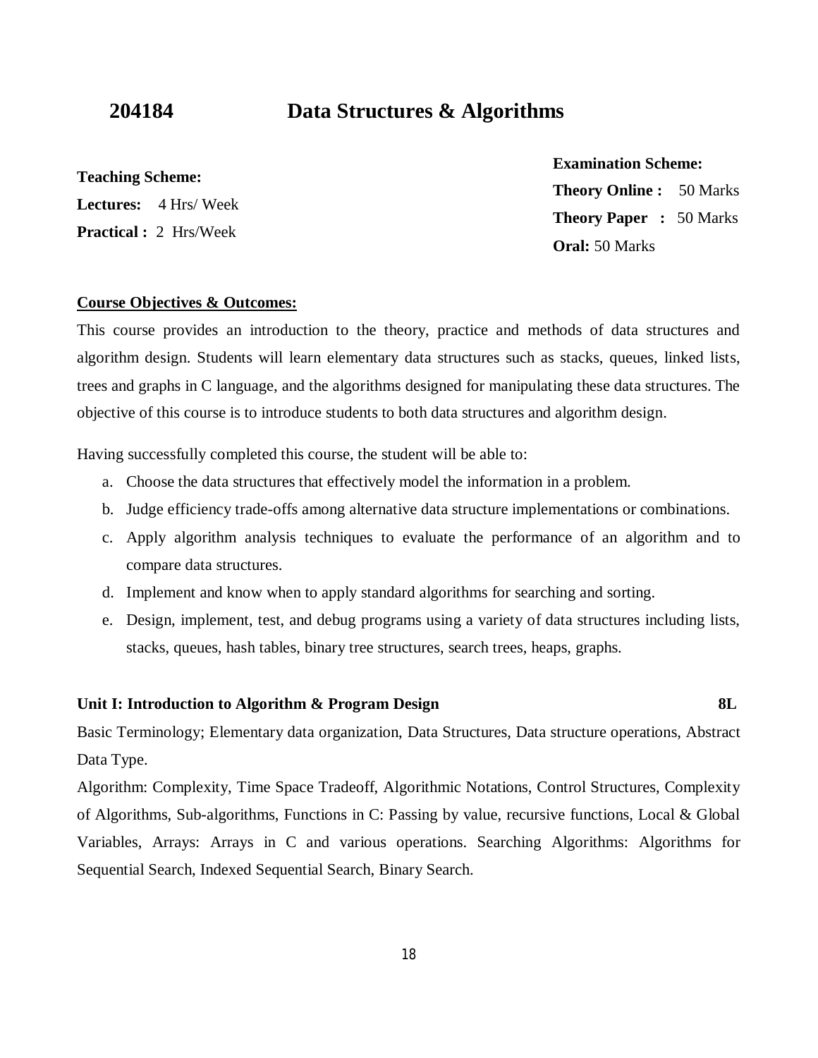# 204184 Data Structures & Algorithms

**Teaching Scheme:**
**Lectures:** 4 Hrs/ Week
**Practical :** 2 Hrs/Week

**Examination Scheme:**
**Theory Online :** 50 Marks
**Theory Paper :** 50 Marks
**Oral:** 50 Marks

**Course Objectives & Outcomes:**

This course provides an introduction to the theory, practice and methods of data structures and algorithm design. Students will learn elementary data structures such as stacks, queues, linked lists, trees and graphs in C language, and the algorithms designed for manipulating these data structures. The objective of this course is to introduce students to both data structures and algorithm design.

Having successfully completed this course, the student will be able to:

a. Choose the data structures that effectively model the information in a problem.
b. Judge efficiency trade-offs among alternative data structure implementations or combinations.
c. Apply algorithm analysis techniques to evaluate the performance of an algorithm and to compare data structures.
d. Implement and know when to apply standard algorithms for searching and sorting.
e. Design, implement, test, and debug programs using a variety of data structures including lists, stacks, queues, hash tables, binary tree structures, search trees, heaps, graphs.

**Unit I: Introduction to Algorithm & Program Design** **8L**

Basic Terminology; Elementary data organization, Data Structures, Data structure operations, Abstract Data Type.

Algorithm: Complexity, Time Space Tradeoff, Algorithmic Notations, Control Structures, Complexity of Algorithms, Sub-algorithms, Functions in C: Passing by value, recursive functions, Local & Global Variables, Arrays: Arrays in C and various operations. Searching Algorithms: Algorithms for Sequential Search, Indexed Sequential Search, Binary Search.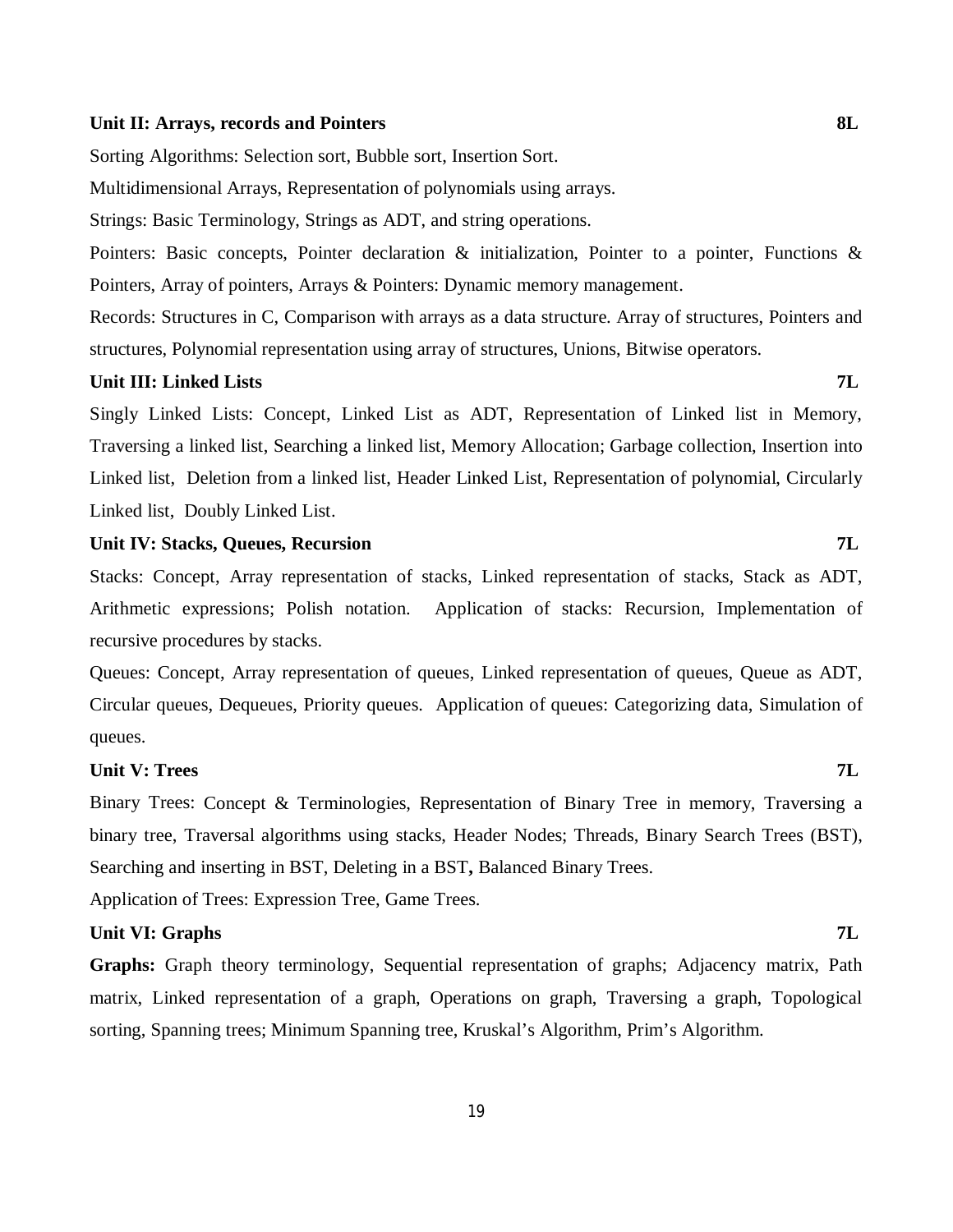**Unit II: Arrays, records and Pointers** **8L**

Sorting Algorithms: Selection sort, Bubble sort, Insertion Sort.

Multidimensional Arrays, Representation of polynomials using arrays.

Strings: Basic Terminology, Strings as ADT, and string operations.

Pointers: Basic concepts, Pointer declaration & initialization, Pointer to a pointer, Functions & Pointers, Array of pointers, Arrays & Pointers: Dynamic memory management.

Records: Structures in C, Comparison with arrays as a data structure. Array of structures, Pointers and structures, Polynomial representation using array of structures, Unions, Bitwise operators.

**Unit III: Linked Lists** **7L**

Singly Linked Lists: Concept, Linked List as ADT, Representation of Linked list in Memory, Traversing a linked list, Searching a linked list, Memory Allocation; Garbage collection, Insertion into Linked list, Deletion from a linked list, Header Linked List, Representation of polynomial, Circularly Linked list, Doubly Linked List.

**Unit IV: Stacks, Queues, Recursion** **7L**

Stacks: Concept, Array representation of stacks, Linked representation of stacks, Stack as ADT, Arithmetic expressions; Polish notation. Application of stacks: Recursion, Implementation of recursive procedures by stacks.

Queues: Concept, Array representation of queues, Linked representation of queues, Queue as ADT, Circular queues, Dequeues, Priority queues. Application of queues: Categorizing data, Simulation of queues.

**Unit V: Trees** **7L**

Binary Trees: Concept & Terminologies, Representation of Binary Tree in memory, Traversing a binary tree, Traversal algorithms using stacks, Header Nodes; Threads, Binary Search Trees (BST), Searching and inserting in BST, Deleting in a BST**,** Balanced Binary Trees.

Application of Trees: Expression Tree, Game Trees.

**Unit VI: Graphs** **7L**

**Graphs:** Graph theory terminology, Sequential representation of graphs; Adjacency matrix, Path matrix, Linked representation of a graph, Operations on graph, Traversing a graph, Topological sorting, Spanning trees; Minimum Spanning tree, Kruskal's Algorithm, Prim's Algorithm.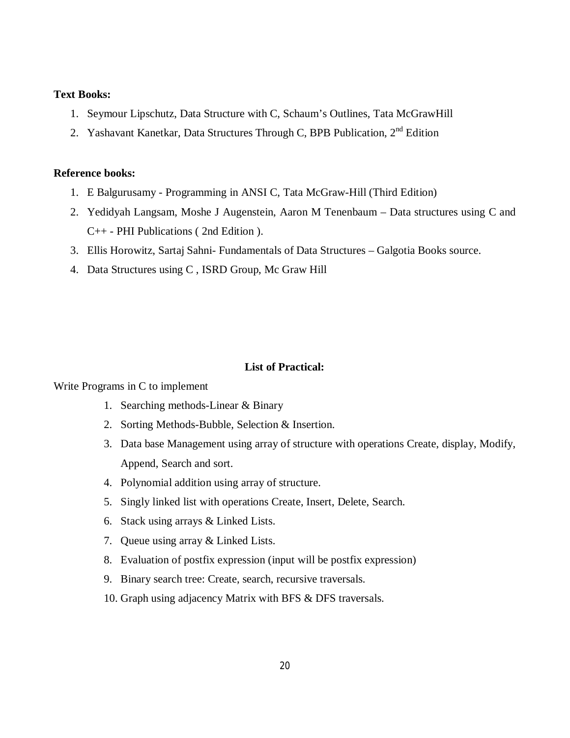**Text Books:**

1. Seymour Lipschutz, Data Structure with C, Schaum's Outlines, Tata McGrawHill
2. Yashavant Kanetkar, Data Structures Through C, BPB Publication, 2nd Edition

**Reference books:**

1. E Balgurusamy - Programming in ANSI C, Tata McGraw-Hill (Third Edition)
2. Yedidyah Langsam, Moshe J Augenstein, Aaron M Tenenbaum – Data structures using C and C++ - PHI Publications ( 2nd Edition ).
3. Ellis Horowitz, Sartaj Sahni- Fundamentals of Data Structures – Galgotia Books source.
4. Data Structures using C , ISRD Group, Mc Graw Hill

**List of Practical:**

Write Programs in C to implement

1. Searching methods-Linear & Binary
2. Sorting Methods-Bubble, Selection & Insertion.
3. Data base Management using array of structure with operations Create, display, Modify, Append, Search and sort.
4. Polynomial addition using array of structure.
5. Singly linked list with operations Create, Insert, Delete, Search.
6. Stack using arrays & Linked Lists.
7. Queue using array & Linked Lists.
8. Evaluation of postfix expression (input will be postfix expression)
9. Binary search tree: Create, search, recursive traversals.
10. Graph using adjacency Matrix with BFS & DFS traversals.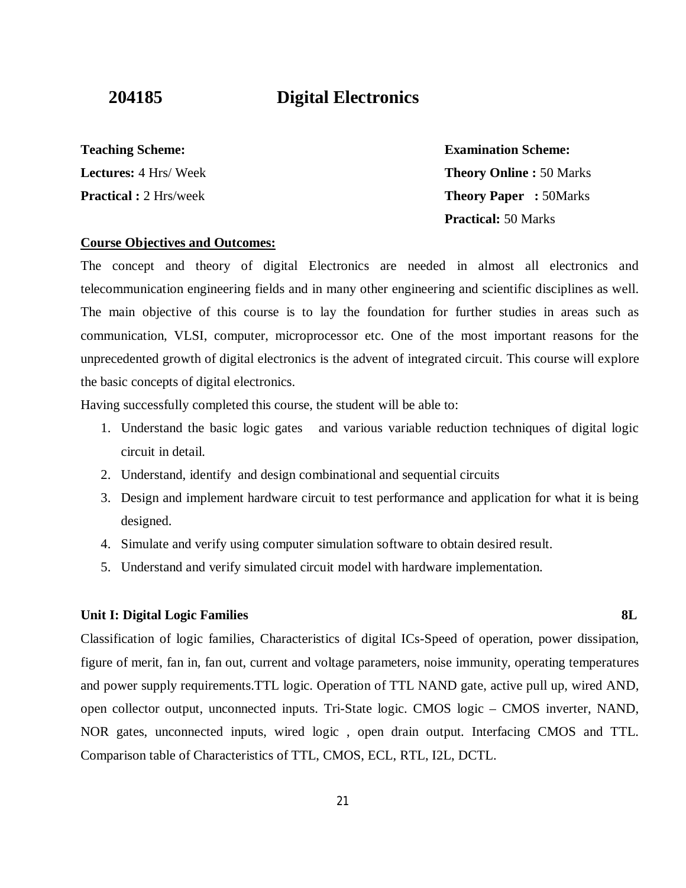## 204185 Digital Electronics

**Teaching Scheme:**

**Lectures:** 4 Hrs/ Week

**Practical :** 2 Hrs/week

**Examination Scheme:**

**Theory Online :** 50 Marks

**Theory Paper :** 50Marks

**Practical:** 50 Marks

**Course Objectives and Outcomes:**

The concept and theory of digital Electronics are needed in almost all electronics and telecommunication engineering fields and in many other engineering and scientific disciplines as well. The main objective of this course is to lay the foundation for further studies in areas such as communication, VLSI, computer, microprocessor etc. One of the most important reasons for the unprecedented growth of digital electronics is the advent of integrated circuit. This course will explore the basic concepts of digital electronics.

Having successfully completed this course, the student will be able to:

1. Understand the basic logic gates and various variable reduction techniques of digital logic circuit in detail.
2. Understand, identify and design combinational and sequential circuits
3. Design and implement hardware circuit to test performance and application for what it is being designed.
4. Simulate and verify using computer simulation software to obtain desired result.
5. Understand and verify simulated circuit model with hardware implementation.

**Unit I: Digital Logic Families** **8L**

Classification of logic families, Characteristics of digital ICs-Speed of operation, power dissipation, figure of merit, fan in, fan out, current and voltage parameters, noise immunity, operating temperatures and power supply requirements.TTL logic. Operation of TTL NAND gate, active pull up, wired AND, open collector output, unconnected inputs. Tri-State logic. CMOS logic – CMOS inverter, NAND, NOR gates, unconnected inputs, wired logic , open drain output. Interfacing CMOS and TTL. Comparison table of Characteristics of TTL, CMOS, ECL, RTL, I2L, DCTL.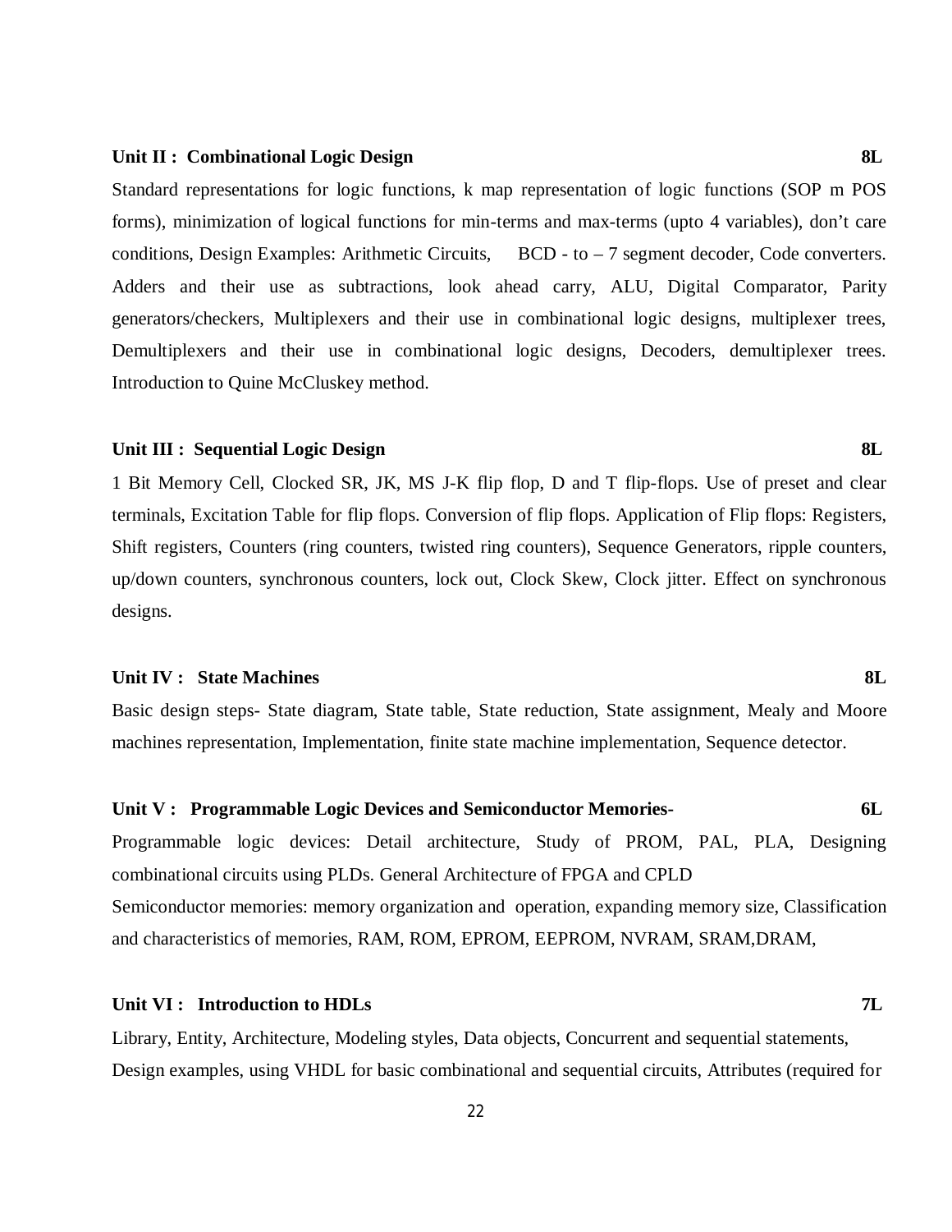**Unit II : Combinational Logic Design 8L**

Standard representations for logic functions, k map representation of logic functions (SOP m POS forms), minimization of logical functions for min-terms and max-terms (upto 4 variables), don't care conditions, Design Examples: Arithmetic Circuits, BCD - to – 7 segment decoder, Code converters. Adders and their use as subtractions, look ahead carry, ALU, Digital Comparator, Parity generators/checkers, Multiplexers and their use in combinational logic designs, multiplexer trees, Demultiplexers and their use in combinational logic designs, Decoders, demultiplexer trees. Introduction to Quine McCluskey method.

**Unit III : Sequential Logic Design 8L**

1 Bit Memory Cell, Clocked SR, JK, MS J-K flip flop, D and T flip-flops. Use of preset and clear terminals, Excitation Table for flip flops. Conversion of flip flops. Application of Flip flops: Registers, Shift registers, Counters (ring counters, twisted ring counters), Sequence Generators, ripple counters, up/down counters, synchronous counters, lock out, Clock Skew, Clock jitter. Effect on synchronous designs.

**Unit IV : State Machines 8L**

Basic design steps- State diagram, State table, State reduction, State assignment, Mealy and Moore machines representation, Implementation, finite state machine implementation, Sequence detector.

**Unit V : Programmable Logic Devices and Semiconductor Memories- 6L**

Programmable logic devices: Detail architecture, Study of PROM, PAL, PLA, Designing combinational circuits using PLDs. General Architecture of FPGA and CPLD

Semiconductor memories: memory organization and operation, expanding memory size, Classification and characteristics of memories, RAM, ROM, EPROM, EEPROM, NVRAM, SRAM,DRAM,

**Unit VI : Introduction to HDLs 7L**

Library, Entity, Architecture, Modeling styles, Data objects, Concurrent and sequential statements, Design examples, using VHDL for basic combinational and sequential circuits, Attributes (required for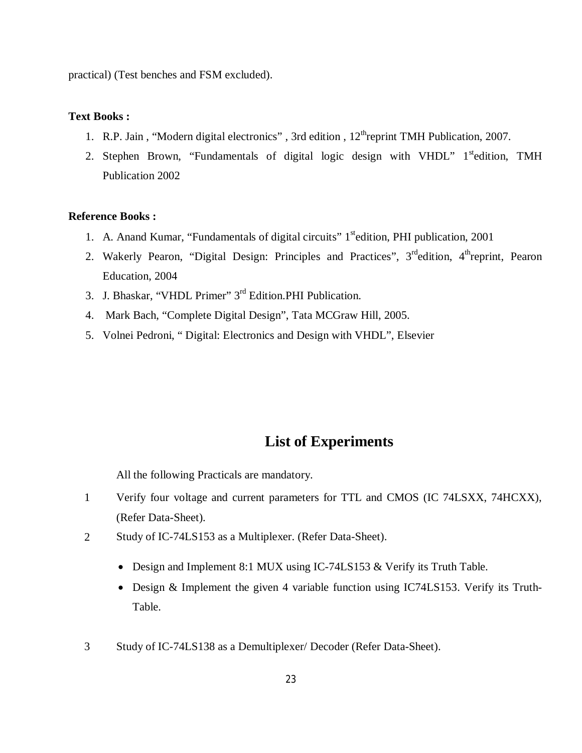practical) (Test benches and FSM excluded).

**Text Books :**

1. R.P. Jain , "Modern digital electronics" , 3rd edition , 12th reprint TMH Publication, 2007.
2. Stephen Brown, "Fundamentals of digital logic design with VHDL" 1st edition, TMH Publication 2002

**Reference Books :**

1. A. Anand Kumar, "Fundamentals of digital circuits" 1st edition, PHI publication, 2001
2. Wakerly Pearon, "Digital Design: Principles and Practices", 3rd edition, 4th reprint, Pearon Education, 2004
3. J. Bhaskar, "VHDL Primer" 3rd Edition.PHI Publication.
4. Mark Bach, "Complete Digital Design", Tata MCGraw Hill, 2005.
5. Volnei Pedroni, " Digital: Electronics and Design with VHDL", Elsevier

## List of Experiments

All the following Practicals are mandatory.

1. Verify four voltage and current parameters for TTL and CMOS (IC 74LSXX, 74HCXX), (Refer Data-Sheet).
2. Study of IC-74LS153 as a Multiplexer. (Refer Data-Sheet).
   - Design and Implement 8:1 MUX using IC-74LS153 & Verify its Truth Table.
   - Design & Implement the given 4 variable function using IC74LS153. Verify its Truth-Table.
3. Study of IC-74LS138 as a Demultiplexer/ Decoder (Refer Data-Sheet).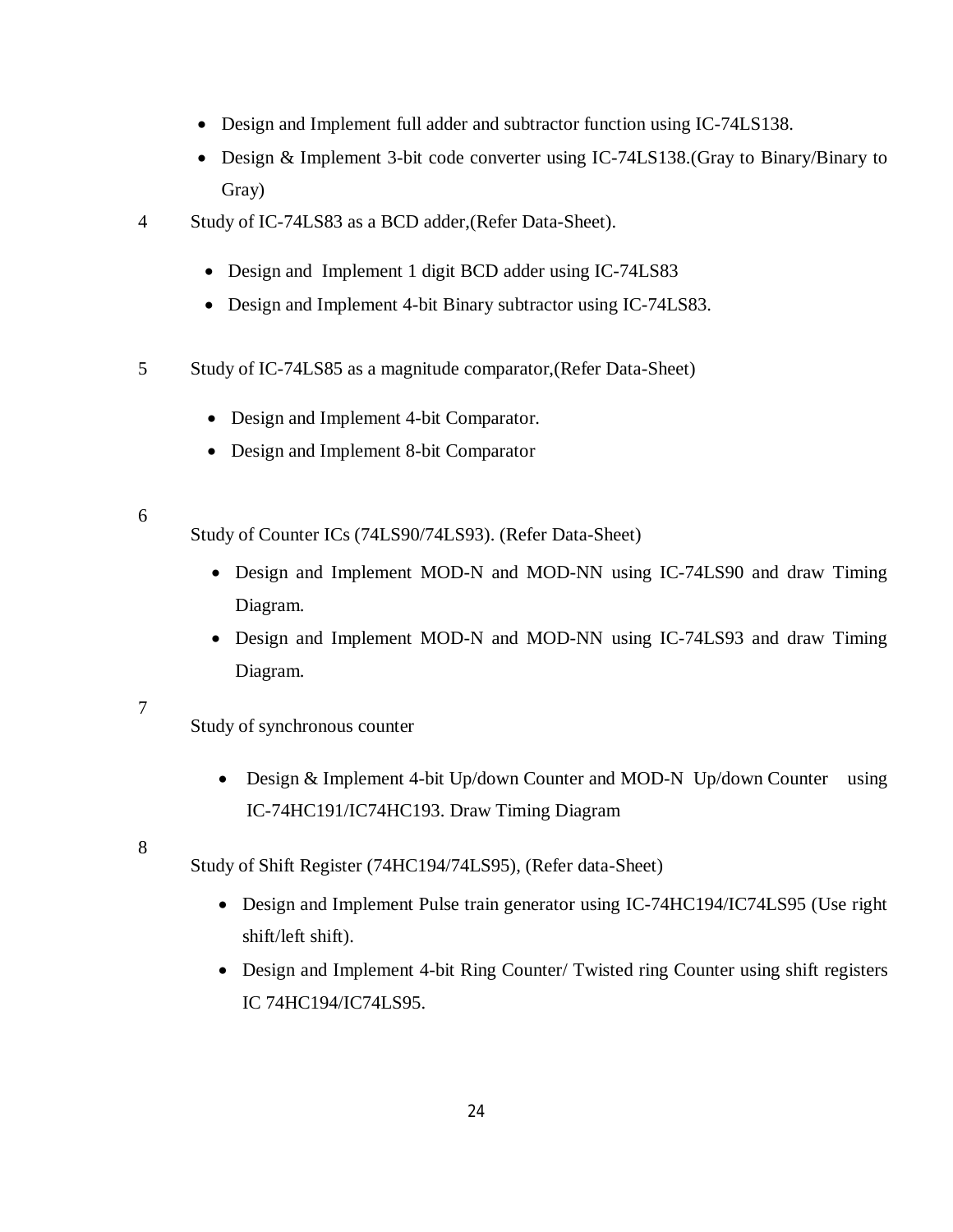- Design and Implement full adder and subtractor function using IC-74LS138.
- Design & Implement 3-bit code converter using IC-74LS138.(Gray to Binary/Binary to Gray)

4 Study of IC-74LS83 as a BCD adder,(Refer Data-Sheet).

- Design and Implement 1 digit BCD adder using IC-74LS83
- Design and Implement 4-bit Binary subtractor using IC-74LS83.

5 Study of IC-74LS85 as a magnitude comparator,(Refer Data-Sheet)

- Design and Implement 4-bit Comparator.
- Design and Implement 8-bit Comparator

6 Study of Counter ICs (74LS90/74LS93). (Refer Data-Sheet)

- Design and Implement MOD-N and MOD-NN using IC-74LS90 and draw Timing Diagram.
- Design and Implement MOD-N and MOD-NN using IC-74LS93 and draw Timing Diagram.

7 Study of synchronous counter

- Design & Implement 4-bit Up/down Counter and MOD-N Up/down Counter using IC-74HC191/IC74HC193. Draw Timing Diagram

8 Study of Shift Register (74HC194/74LS95), (Refer data-Sheet)

- Design and Implement Pulse train generator using IC-74HC194/IC74LS95 (Use right shift/left shift).
- Design and Implement 4-bit Ring Counter/ Twisted ring Counter using shift registers IC 74HC194/IC74LS95.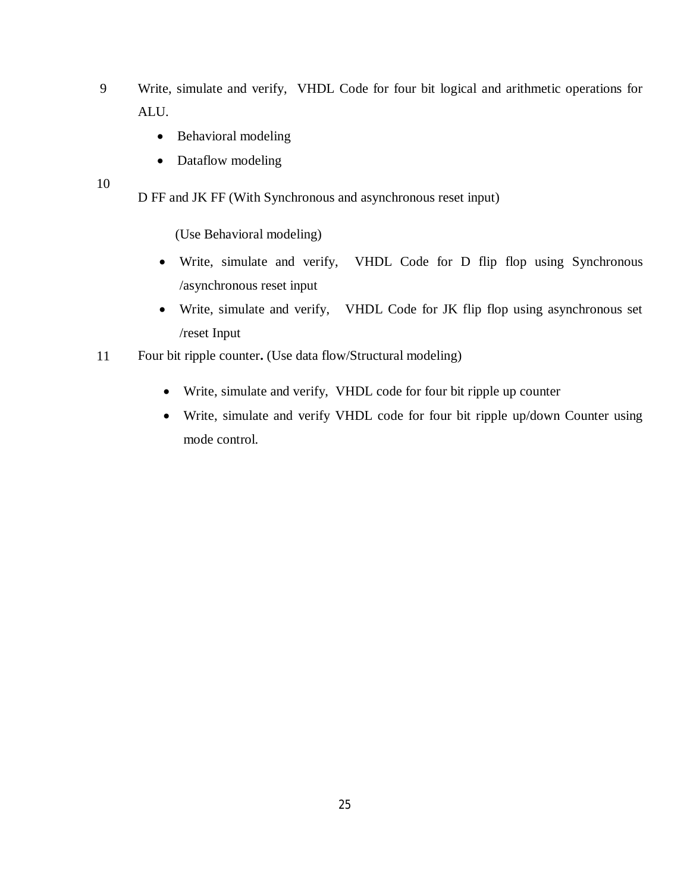9 Write, simulate and verify, VHDL Code for four bit logical and arithmetic operations for ALU.

- Behavioral modeling
- Dataflow modeling

10 D FF and JK FF (With Synchronous and asynchronous reset input)

(Use Behavioral modeling)

- Write, simulate and verify, VHDL Code for D flip flop using Synchronous /asynchronous reset input
- Write, simulate and verify, VHDL Code for JK flip flop using asynchronous set /reset Input

11 Four bit ripple counter**.** (Use data flow/Structural modeling)

- Write, simulate and verify, VHDL code for four bit ripple up counter
- Write, simulate and verify VHDL code for four bit ripple up/down Counter using mode control.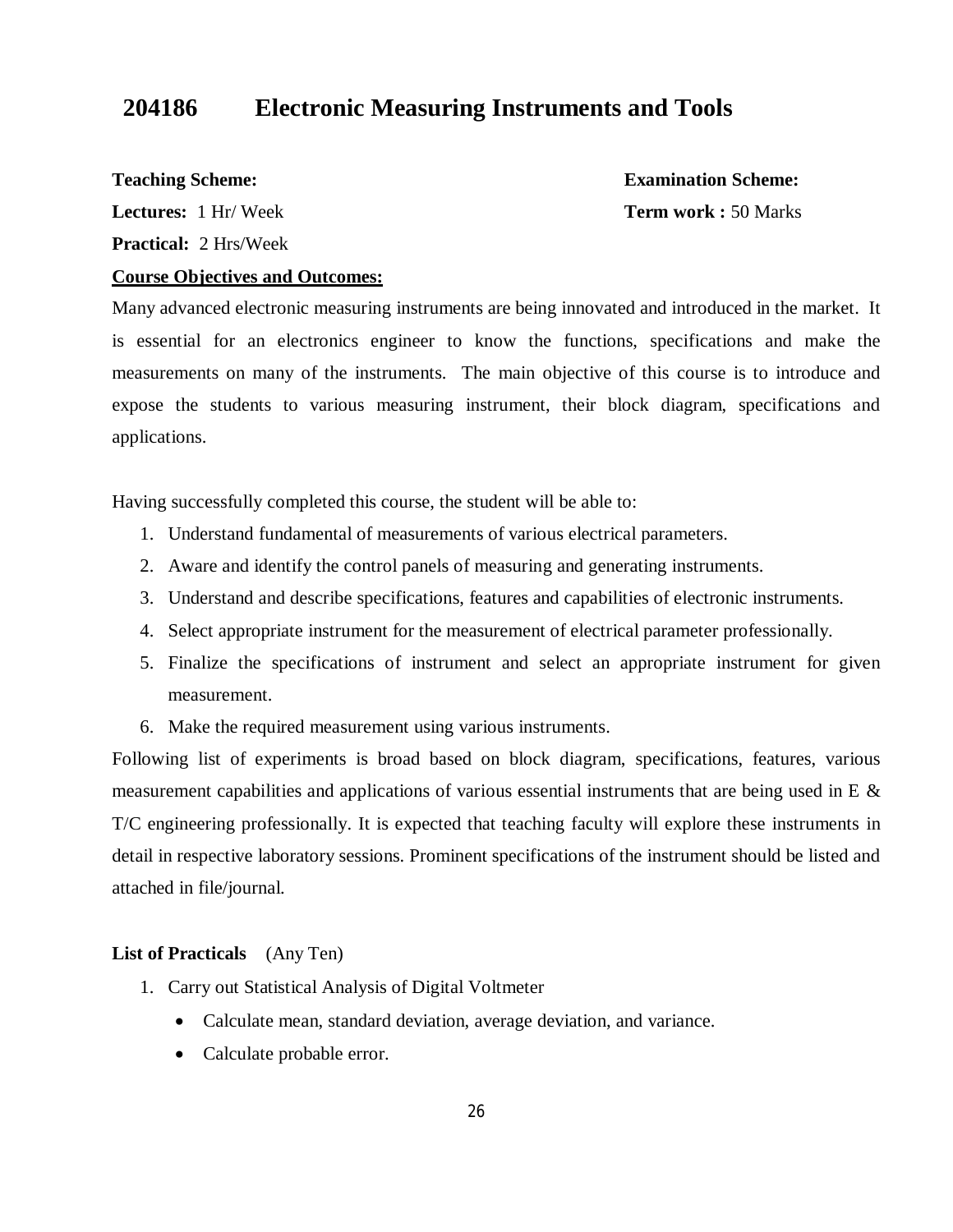## 204186 Electronic Measuring Instruments and Tools

**Teaching Scheme:**

**Lectures:** 1 Hr/ Week

**Practical:** 2 Hrs/Week

**Examination Scheme:**

**Term work :** 50 Marks

**Course Objectives and Outcomes:**

Many advanced electronic measuring instruments are being innovated and introduced in the market. It is essential for an electronics engineer to know the functions, specifications and make the measurements on many of the instruments. The main objective of this course is to introduce and expose the students to various measuring instrument, their block diagram, specifications and applications.

Having successfully completed this course, the student will be able to:

1. Understand fundamental of measurements of various electrical parameters.
2. Aware and identify the control panels of measuring and generating instruments.
3. Understand and describe specifications, features and capabilities of electronic instruments.
4. Select appropriate instrument for the measurement of electrical parameter professionally.
5. Finalize the specifications of instrument and select an appropriate instrument for given measurement.
6. Make the required measurement using various instruments.

Following list of experiments is broad based on block diagram, specifications, features, various measurement capabilities and applications of various essential instruments that are being used in E & T/C engineering professionally. It is expected that teaching faculty will explore these instruments in detail in respective laboratory sessions. Prominent specifications of the instrument should be listed and attached in file/journal.

**List of Practicals** (Any Ten)

1. Carry out Statistical Analysis of Digital Voltmeter
   - Calculate mean, standard deviation, average deviation, and variance.
   - Calculate probable error.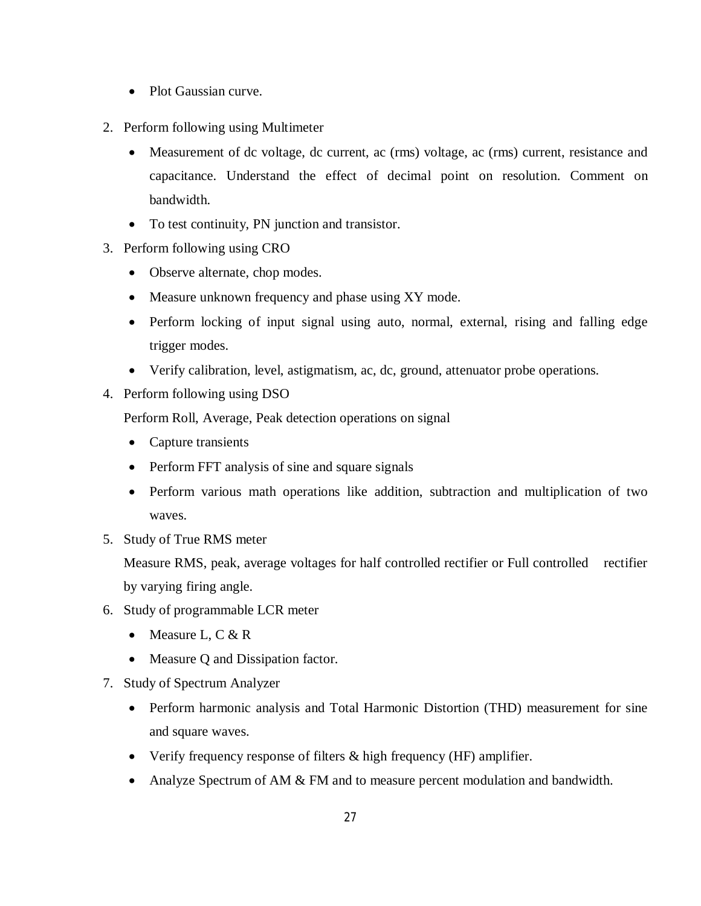- Plot Gaussian curve.

2. Perform following using Multimeter
   - Measurement of dc voltage, dc current, ac (rms) voltage, ac (rms) current, resistance and capacitance. Understand the effect of decimal point on resolution. Comment on bandwidth.
   - To test continuity, PN junction and transistor.
3. Perform following using CRO
   - Observe alternate, chop modes.
   - Measure unknown frequency and phase using XY mode.
   - Perform locking of input signal using auto, normal, external, rising and falling edge trigger modes.
   - Verify calibration, level, astigmatism, ac, dc, ground, attenuator probe operations.
4. Perform following using DSO

   Perform Roll, Average, Peak detection operations on signal
   - Capture transients
   - Perform FFT analysis of sine and square signals
   - Perform various math operations like addition, subtraction and multiplication of two waves.
5. Study of True RMS meter

   Measure RMS, peak, average voltages for half controlled rectifier or Full controlled rectifier by varying firing angle.
6. Study of programmable LCR meter
   - Measure L, C & R
   - Measure Q and Dissipation factor.
7. Study of Spectrum Analyzer
   - Perform harmonic analysis and Total Harmonic Distortion (THD) measurement for sine and square waves.
   - Verify frequency response of filters & high frequency (HF) amplifier.
   - Analyze Spectrum of AM & FM and to measure percent modulation and bandwidth.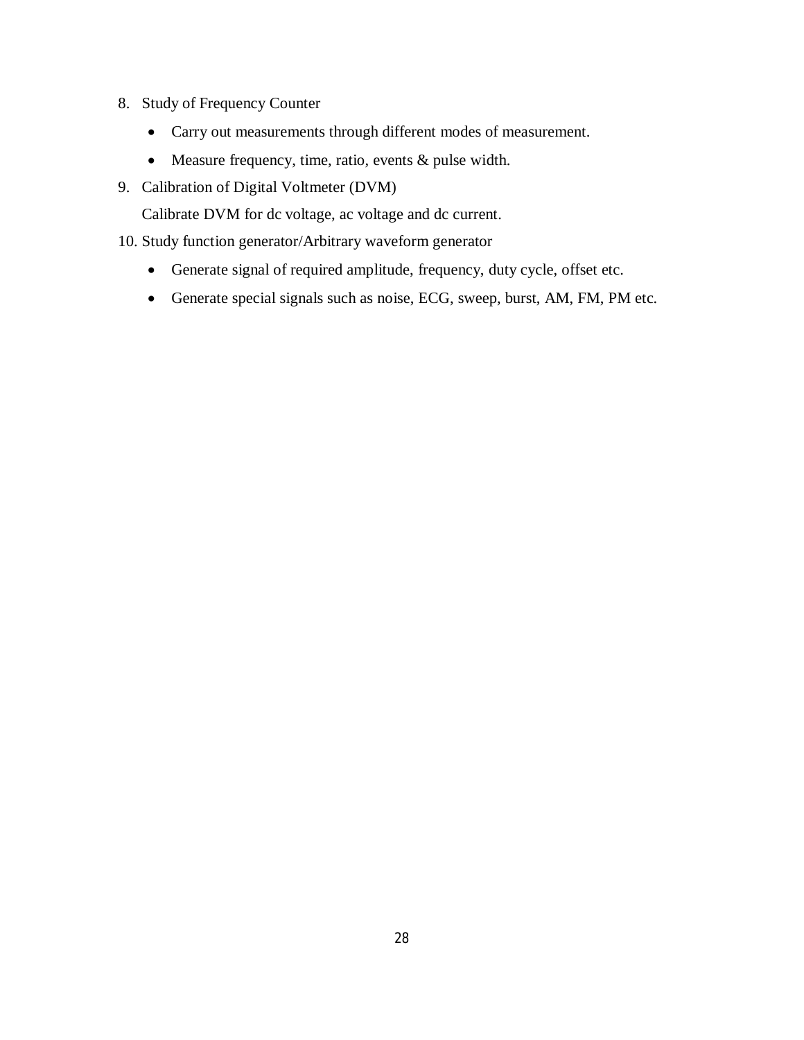8. Study of Frequency Counter
   - Carry out measurements through different modes of measurement.
   - Measure frequency, time, ratio, events & pulse width.
9. Calibration of Digital Voltmeter (DVM)

   Calibrate DVM for dc voltage, ac voltage and dc current.
10. Study function generator/Arbitrary waveform generator
    - Generate signal of required amplitude, frequency, duty cycle, offset etc.
    - Generate special signals such as noise, ECG, sweep, burst, AM, FM, PM etc.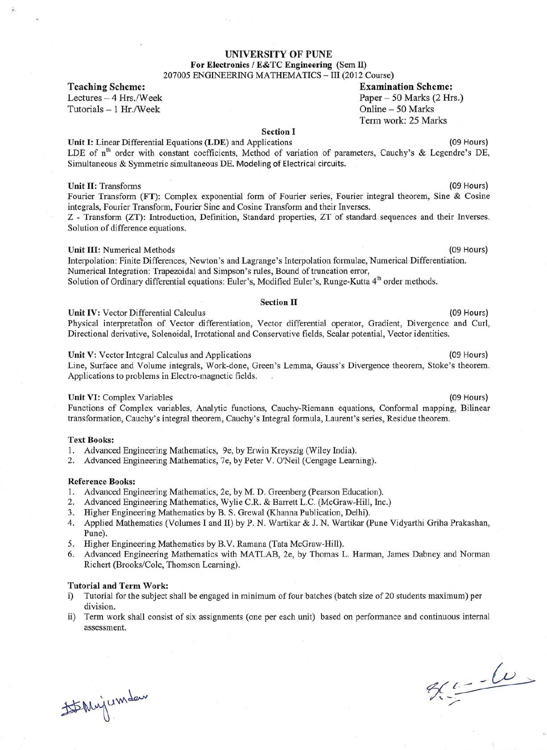# UNIVERSITY OF PUNE

**For Electronics / E&TC Engineering** (Sem II)

207005 ENGINEERING MATHEMATICS – III (2012 Course)

| **Teaching Scheme:** | **Examination Scheme:** |
|---|---|
| Lectures – 4 Hrs./Week | Paper – 50 Marks (2 Hrs.) |
| Tutorials – 1 Hr./Week | Online – 50 Marks |
| | Term work: 25 Marks |

## Section I

**Unit I:** Linear Differential Equations (**LDE**) and Applications (09 Hours)

LDE of $n^{th}$ order with constant coefficients, Method of variation of parameters, Cauchy's & Legendre's DE, Simultaneous & Symmetric simultaneous DE. Modeling of Electrical circuits.

**Unit II:** Transforms (09 Hours)

Fourier Transform (**FT**): Complex exponential form of Fourier series, Fourier integral theorem, Sine & Cosine integrals, Fourier Transform, Fourier Sine and Cosine Transform and their Inverses.

Z - Transform (ZT): Introduction, Definition, Standard properties, ZT of standard sequences and their Inverses. Solution of difference equations.

**Unit III:** Numerical Methods (09 Hours)

Interpolation: Finite Differences, Newton's and Lagrange's Interpolation formulae, Numerical Differentiation.
Numerical Integration: Trapezoidal and Simpson's rules, Bound of truncation error,
Solution of Ordinary differential equations: Euler's, Modified Euler's, Runge-Kutta $4^{th}$ order methods.

## Section II

**Unit IV:** Vector Differential Calculus (09 Hours)

Physical interpretation of Vector differentiation, Vector differential operator, Gradient, Divergence and Curl, Directional derivative, Solenoidal, Irrotational and Conservative fields, Scalar potential, Vector identities.

**Unit V:** Vector Integral Calculus and Applications (09 Hours)

Line, Surface and Volume integrals, Work-done, Green's Lemma, Gauss's Divergence theorem, Stoke's theorem. Applications to problems in Electro-magnetic fields.

**Unit VI:** Complex Variables (09 Hours)

Functions of Complex variables, Analytic functions, Cauchy-Riemann equations, Conformal mapping, Bilinear transformation, Cauchy's integral theorem, Cauchy's Integral formula, Laurent's series, Residue theorem.

### Text Books:

1. Advanced Engineering Mathematics, 9e, by Erwin Kreyszig (Wiley India).
2. Advanced Engineering Mathematics, 7e, by Peter V. O'Neil (Cengage Learning).

### Reference Books:

1. Advanced Engineering Mathematics, 2e, by M. D. Greenberg (Pearson Education).
2. Advanced Engineering Mathematics, Wylie C.R. & Barrett L.C. (McGraw-Hill, Inc.)
3. Higher Engineering Mathematics by B. S. Grewal (Khanna Publication, Delhi).
4. Applied Mathematics (Volumes I and II) by P. N. Wartikar & J. N. Wartikar (Pune Vidyarthi Griha Prakashan, Pune).
5. Higher Engineering Mathematics by B.V. Ramana (Tata McGraw-Hill).
6. Advanced Engineering Mathematics with MATLAB, 2e, by Thomas L. Harman, James Dabney and Norman Richert (Brooks/Cole, Thomson Learning).

### Tutorial and Term Work:

i) Tutorial for the subject shall be engaged in minimum of four batches (batch size of 20 students maximum) per division.

ii) Term work shall consist of six assignments (one per each unit) based on performance and continuous internal assessment.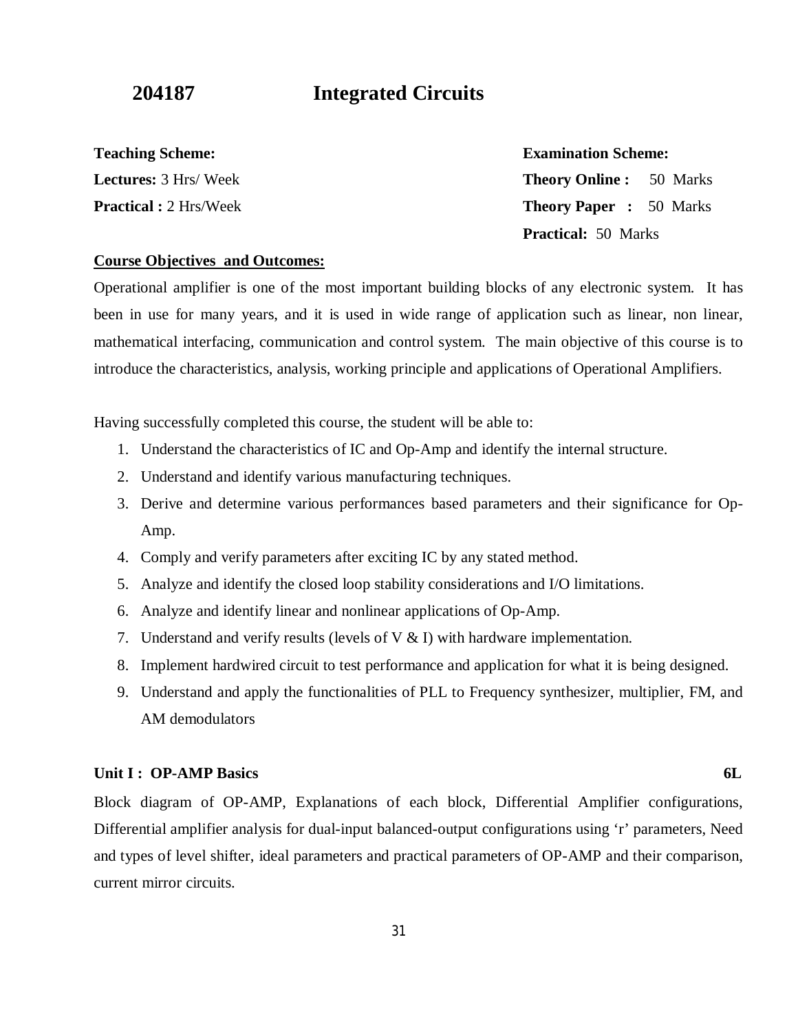# 204187 Integrated Circuits

| **Teaching Scheme:** | **Examination Scheme:** |
|---|---|
| **Lectures:** 3 Hrs/ Week | **Theory Online :** 50 Marks |
| **Practical :** 2 Hrs/Week | **Theory Paper :** 50 Marks |
| | **Practical:** 50 Marks |

**Course Objectives and Outcomes:**

Operational amplifier is one of the most important building blocks of any electronic system. It has been in use for many years, and it is used in wide range of application such as linear, non linear, mathematical interfacing, communication and control system. The main objective of this course is to introduce the characteristics, analysis, working principle and applications of Operational Amplifiers.

Having successfully completed this course, the student will be able to:

1. Understand the characteristics of IC and Op-Amp and identify the internal structure.
2. Understand and identify various manufacturing techniques.
3. Derive and determine various performances based parameters and their significance for Op-Amp.
4. Comply and verify parameters after exciting IC by any stated method.
5. Analyze and identify the closed loop stability considerations and I/O limitations.
6. Analyze and identify linear and nonlinear applications of Op-Amp.
7. Understand and verify results (levels of V & I) with hardware implementation.
8. Implement hardwired circuit to test performance and application for what it is being designed.
9. Understand and apply the functionalities of PLL to Frequency synthesizer, multiplier, FM, and AM demodulators

**Unit I : OP-AMP Basics** **6L**

Block diagram of OP-AMP, Explanations of each block, Differential Amplifier configurations, Differential amplifier analysis for dual-input balanced-output configurations using 'r' parameters, Need and types of level shifter, ideal parameters and practical parameters of OP-AMP and their comparison, current mirror circuits.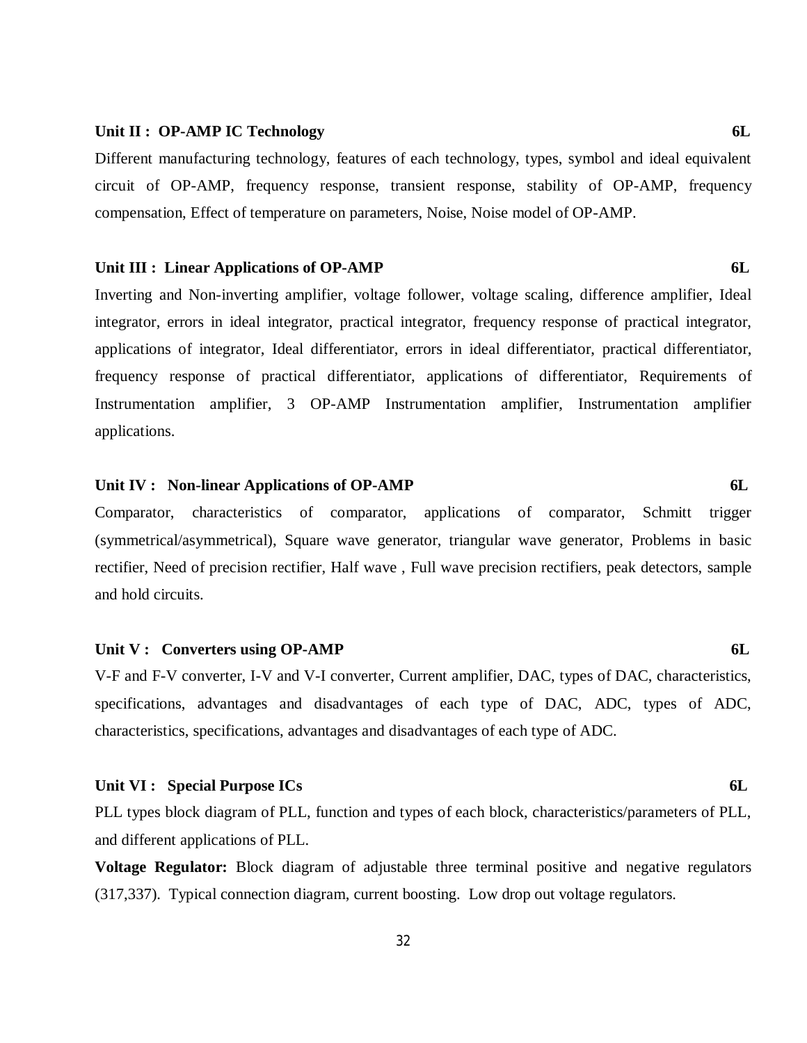**Unit II : OP-AMP IC Technology** **6L**

Different manufacturing technology, features of each technology, types, symbol and ideal equivalent circuit of OP-AMP, frequency response, transient response, stability of OP-AMP, frequency compensation, Effect of temperature on parameters, Noise, Noise model of OP-AMP.

**Unit III : Linear Applications of OP-AMP** **6L**

Inverting and Non-inverting amplifier, voltage follower, voltage scaling, difference amplifier, Ideal integrator, errors in ideal integrator, practical integrator, frequency response of practical integrator, applications of integrator, Ideal differentiator, errors in ideal differentiator, practical differentiator, frequency response of practical differentiator, applications of differentiator, Requirements of Instrumentation amplifier, 3 OP-AMP Instrumentation amplifier, Instrumentation amplifier applications.

**Unit IV : Non-linear Applications of OP-AMP** **6L**

Comparator, characteristics of comparator, applications of comparator, Schmitt trigger (symmetrical/asymmetrical), Square wave generator, triangular wave generator, Problems in basic rectifier, Need of precision rectifier, Half wave , Full wave precision rectifiers, peak detectors, sample and hold circuits.

**Unit V : Converters using OP-AMP** **6L**

V-F and F-V converter, I-V and V-I converter, Current amplifier, DAC, types of DAC, characteristics, specifications, advantages and disadvantages of each type of DAC, ADC, types of ADC, characteristics, specifications, advantages and disadvantages of each type of ADC.

**Unit VI : Special Purpose ICs** **6L**

PLL types block diagram of PLL, function and types of each block, characteristics/parameters of PLL, and different applications of PLL.

**Voltage Regulator:** Block diagram of adjustable three terminal positive and negative regulators (317,337). Typical connection diagram, current boosting. Low drop out voltage regulators.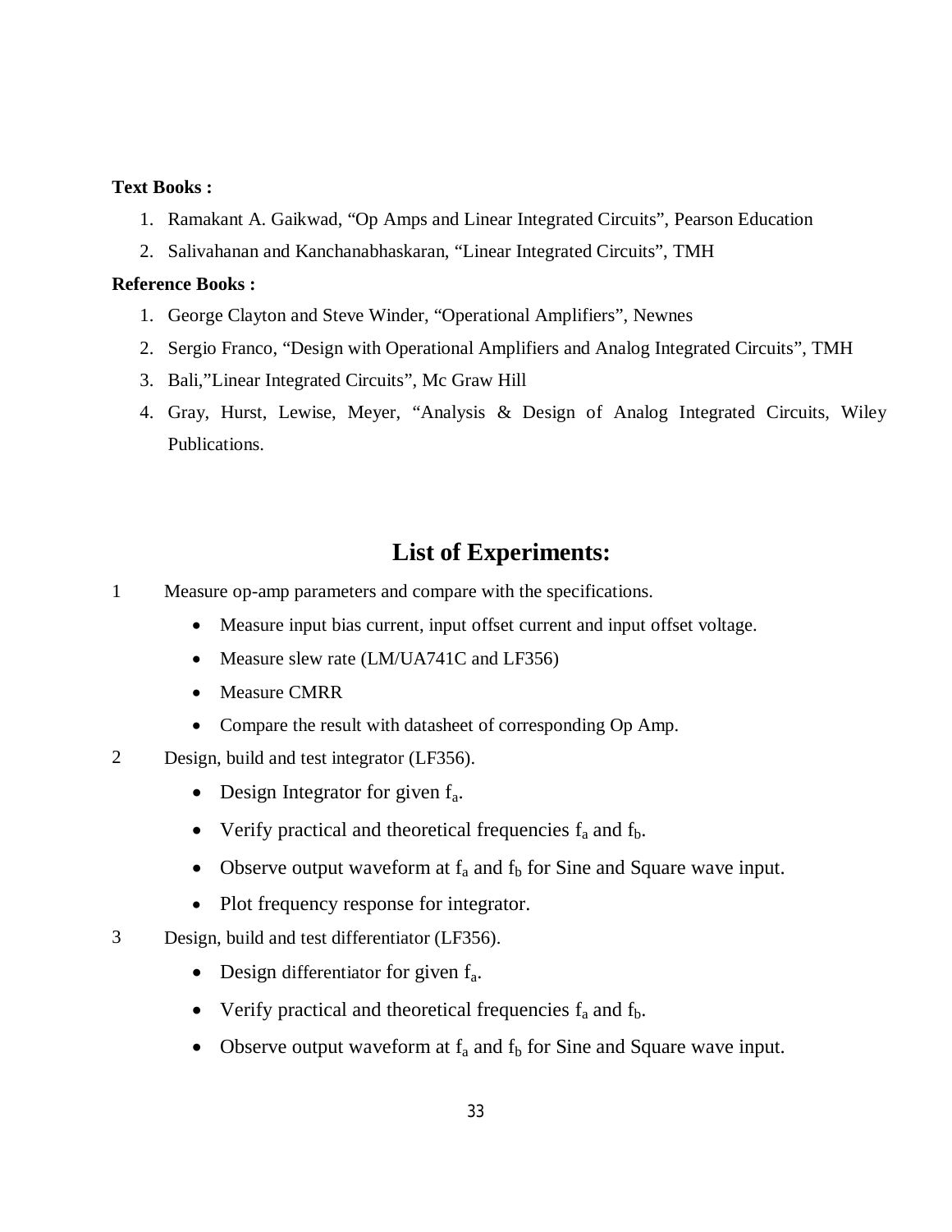**Text Books :**

1. Ramakant A. Gaikwad, “Op Amps and Linear Integrated Circuits”, Pearson Education
2. Salivahanan and Kanchanabhaskaran, “Linear Integrated Circuits”, TMH

**Reference Books :**

1. George Clayton and Steve Winder, “Operational Amplifiers”, Newnes
2. Sergio Franco, “Design with Operational Amplifiers and Analog Integrated Circuits”, TMH
3. Bali,”Linear Integrated Circuits”, Mc Graw Hill
4. Gray, Hurst, Lewise, Meyer, “Analysis & Design of Analog Integrated Circuits, Wiley Publications.

## List of Experiments:

1 Measure op-amp parameters and compare with the specifications.

- Measure input bias current, input offset current and input offset voltage.
- Measure slew rate (LM/UA741C and LF356)
- Measure CMRR
- Compare the result with datasheet of corresponding Op Amp.

2 Design, build and test integrator (LF356).

- Design Integrator for given $f_a$.
- Verify practical and theoretical frequencies $f_a$ and $f_b$.
- Observe output waveform at $f_a$ and $f_b$ for Sine and Square wave input.
- Plot frequency response for integrator.

3 Design, build and test differentiator (LF356).

- Design differentiator for given $f_a$.
- Verify practical and theoretical frequencies $f_a$ and $f_b$.
- Observe output waveform at $f_a$ and $f_b$ for Sine and Square wave input.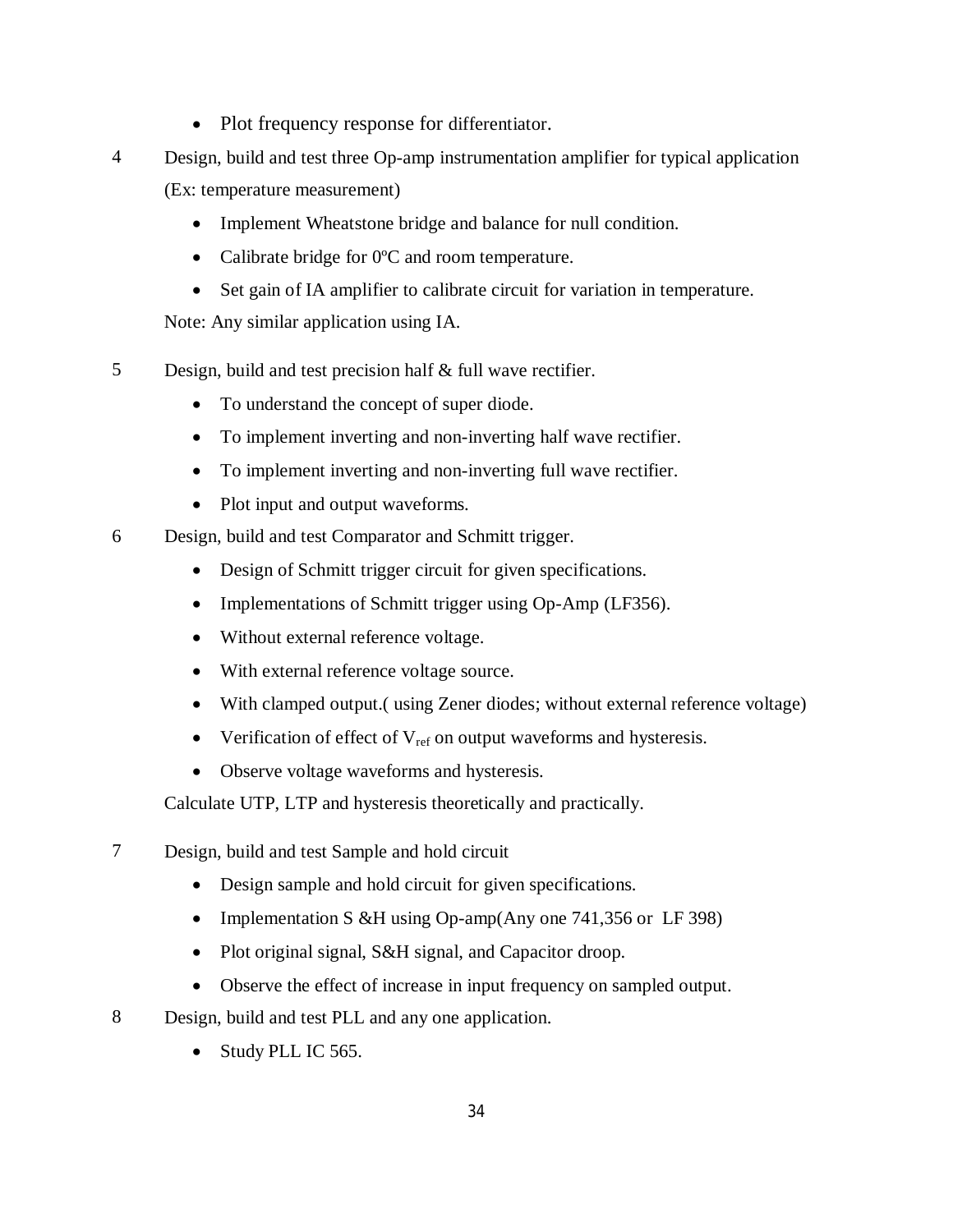- Plot frequency response for differentiator.

4 Design, build and test three Op-amp instrumentation amplifier for typical application (Ex: temperature measurement)

- Implement Wheatstone bridge and balance for null condition.
- Calibrate bridge for 0ºC and room temperature.
- Set gain of IA amplifier to calibrate circuit for variation in temperature.

Note: Any similar application using IA.

5 Design, build and test precision half & full wave rectifier.

- To understand the concept of super diode.
- To implement inverting and non-inverting half wave rectifier.
- To implement inverting and non-inverting full wave rectifier.
- Plot input and output waveforms.

6 Design, build and test Comparator and Schmitt trigger.

- Design of Schmitt trigger circuit for given specifications.
- Implementations of Schmitt trigger using Op-Amp (LF356).
- Without external reference voltage.
- With external reference voltage source.
- With clamped output.( using Zener diodes; without external reference voltage)
- Verification of effect of $V_{ref}$ on output waveforms and hysteresis.
- Observe voltage waveforms and hysteresis.

Calculate UTP, LTP and hysteresis theoretically and practically.

7 Design, build and test Sample and hold circuit

- Design sample and hold circuit for given specifications.
- Implementation S &H using Op-amp(Any one 741,356 or LF 398)
- Plot original signal, S&H signal, and Capacitor droop.
- Observe the effect of increase in input frequency on sampled output.

8 Design, build and test PLL and any one application.

- Study PLL IC 565.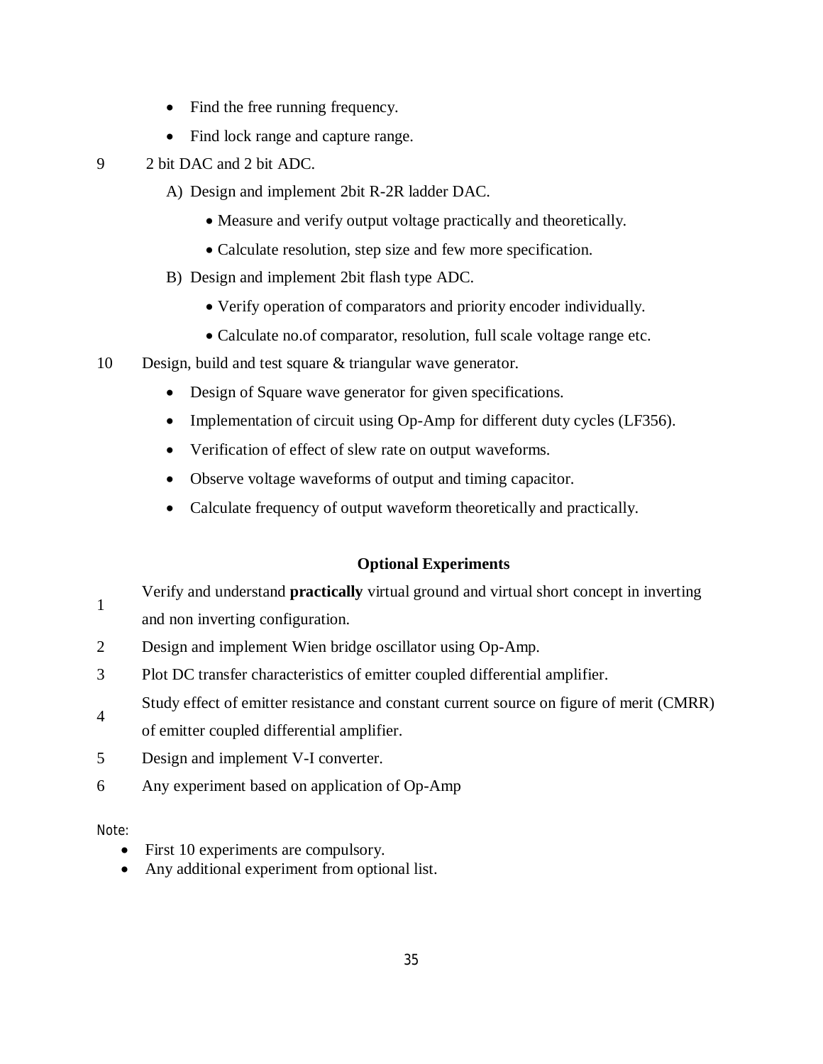- Find the free running frequency.
- Find lock range and capture range.

9 2 bit DAC and 2 bit ADC.

A) Design and implement 2bit R-2R ladder DAC.
   - Measure and verify output voltage practically and theoretically.
   - Calculate resolution, step size and few more specification.

B) Design and implement 2bit flash type ADC.
   - Verify operation of comparators and priority encoder individually.
   - Calculate no.of comparator, resolution, full scale voltage range etc.

10 Design, build and test square & triangular wave generator.

- Design of Square wave generator for given specifications.
- Implementation of circuit using Op-Amp for different duty cycles (LF356).
- Verification of effect of slew rate on output waveforms.
- Observe voltage waveforms of output and timing capacitor.
- Calculate frequency of output waveform theoretically and practically.

### Optional Experiments

1 Verify and understand **practically** virtual ground and virtual short concept in inverting and non inverting configuration.

2 Design and implement Wien bridge oscillator using Op-Amp.

3 Plot DC transfer characteristics of emitter coupled differential amplifier.

4 Study effect of emitter resistance and constant current source on figure of merit (CMRR) of emitter coupled differential amplifier.

5 Design and implement V-I converter.

6 Any experiment based on application of Op-Amp

Note:

- First 10 experiments are compulsory.
- Any additional experiment from optional list.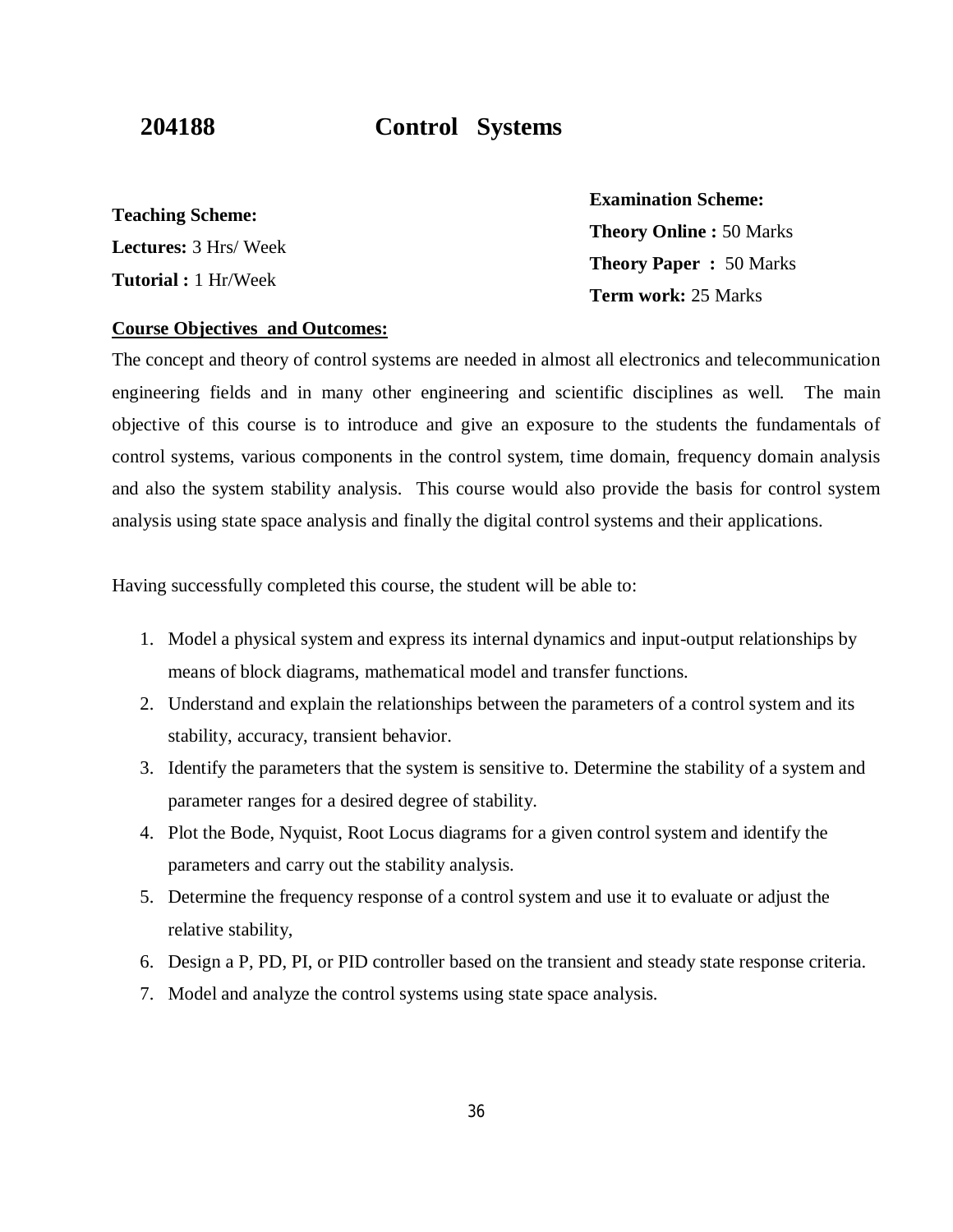# 204188 Control Systems

**Teaching Scheme:**
**Lectures:** 3 Hrs/ Week
**Tutorial :** 1 Hr/Week

**Examination Scheme:**
**Theory Online :** 50 Marks
**Theory Paper :** 50 Marks
**Term work:** 25 Marks

**Course Objectives and Outcomes:**

The concept and theory of control systems are needed in almost all electronics and telecommunication engineering fields and in many other engineering and scientific disciplines as well. The main objective of this course is to introduce and give an exposure to the students the fundamentals of control systems, various components in the control system, time domain, frequency domain analysis and also the system stability analysis. This course would also provide the basis for control system analysis using state space analysis and finally the digital control systems and their applications.

Having successfully completed this course, the student will be able to:

1. Model a physical system and express its internal dynamics and input-output relationships by means of block diagrams, mathematical model and transfer functions.
2. Understand and explain the relationships between the parameters of a control system and its stability, accuracy, transient behavior.
3. Identify the parameters that the system is sensitive to. Determine the stability of a system and parameter ranges for a desired degree of stability.
4. Plot the Bode, Nyquist, Root Locus diagrams for a given control system and identify the parameters and carry out the stability analysis.
5. Determine the frequency response of a control system and use it to evaluate or adjust the relative stability,
6. Design a P, PD, PI, or PID controller based on the transient and steady state response criteria.
7. Model and analyze the control systems using state space analysis.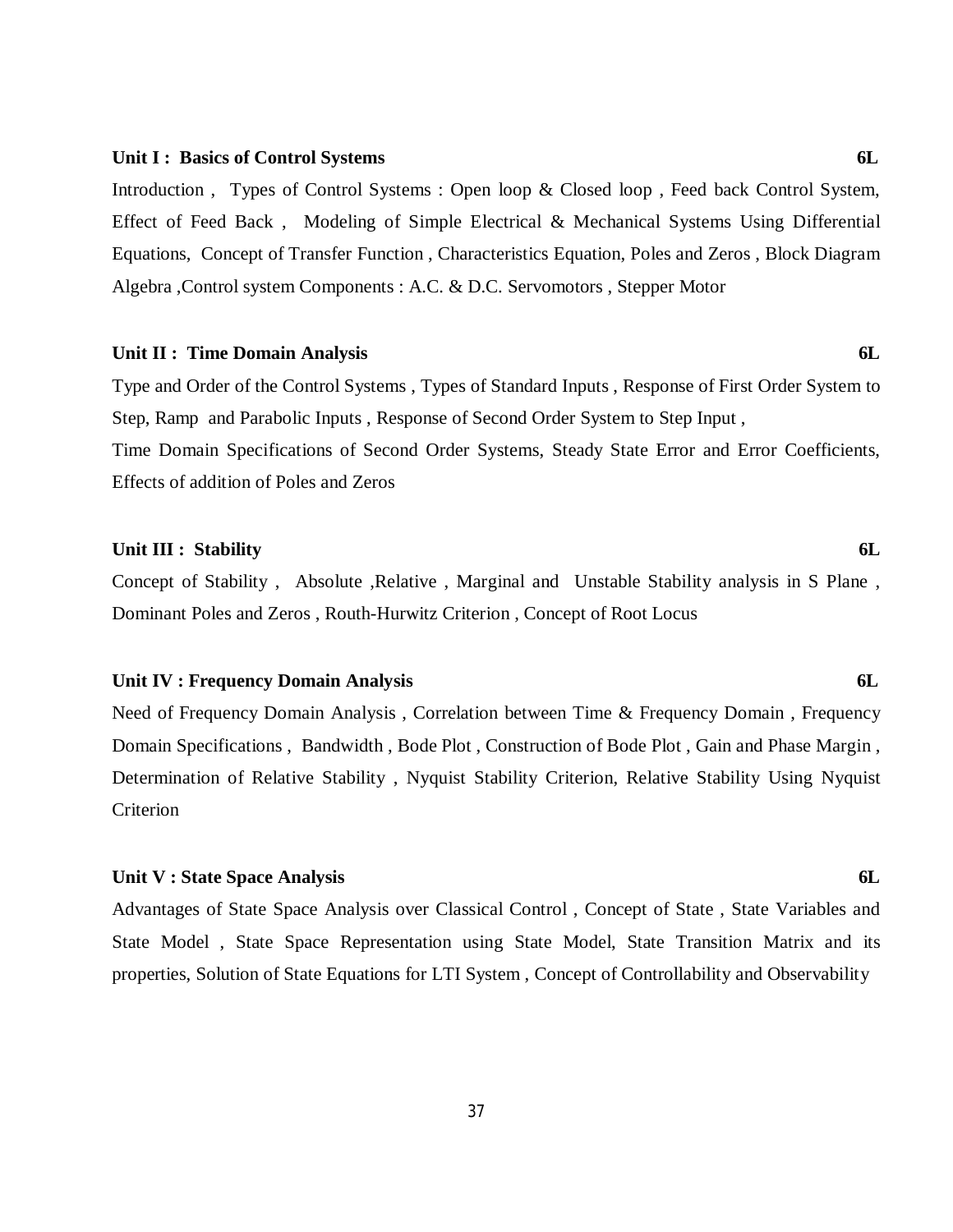**Unit I : Basics of Control Systems** **6L**

Introduction , Types of Control Systems : Open loop & Closed loop , Feed back Control System, Effect of Feed Back , Modeling of Simple Electrical & Mechanical Systems Using Differential Equations, Concept of Transfer Function , Characteristics Equation, Poles and Zeros , Block Diagram Algebra ,Control system Components : A.C. & D.C. Servomotors , Stepper Motor

**Unit II : Time Domain Analysis** **6L**

Type and Order of the Control Systems , Types of Standard Inputs , Response of First Order System to Step, Ramp and Parabolic Inputs , Response of Second Order System to Step Input ,
Time Domain Specifications of Second Order Systems, Steady State Error and Error Coefficients, Effects of addition of Poles and Zeros

**Unit III : Stability** **6L**

Concept of Stability , Absolute ,Relative , Marginal and Unstable Stability analysis in S Plane , Dominant Poles and Zeros , Routh-Hurwitz Criterion , Concept of Root Locus

**Unit IV : Frequency Domain Analysis** **6L**

Need of Frequency Domain Analysis , Correlation between Time & Frequency Domain , Frequency Domain Specifications , Bandwidth , Bode Plot , Construction of Bode Plot , Gain and Phase Margin , Determination of Relative Stability , Nyquist Stability Criterion, Relative Stability Using Nyquist Criterion

**Unit V : State Space Analysis** **6L**

Advantages of State Space Analysis over Classical Control , Concept of State , State Variables and State Model , State Space Representation using State Model, State Transition Matrix and its properties, Solution of State Equations for LTI System , Concept of Controllability and Observability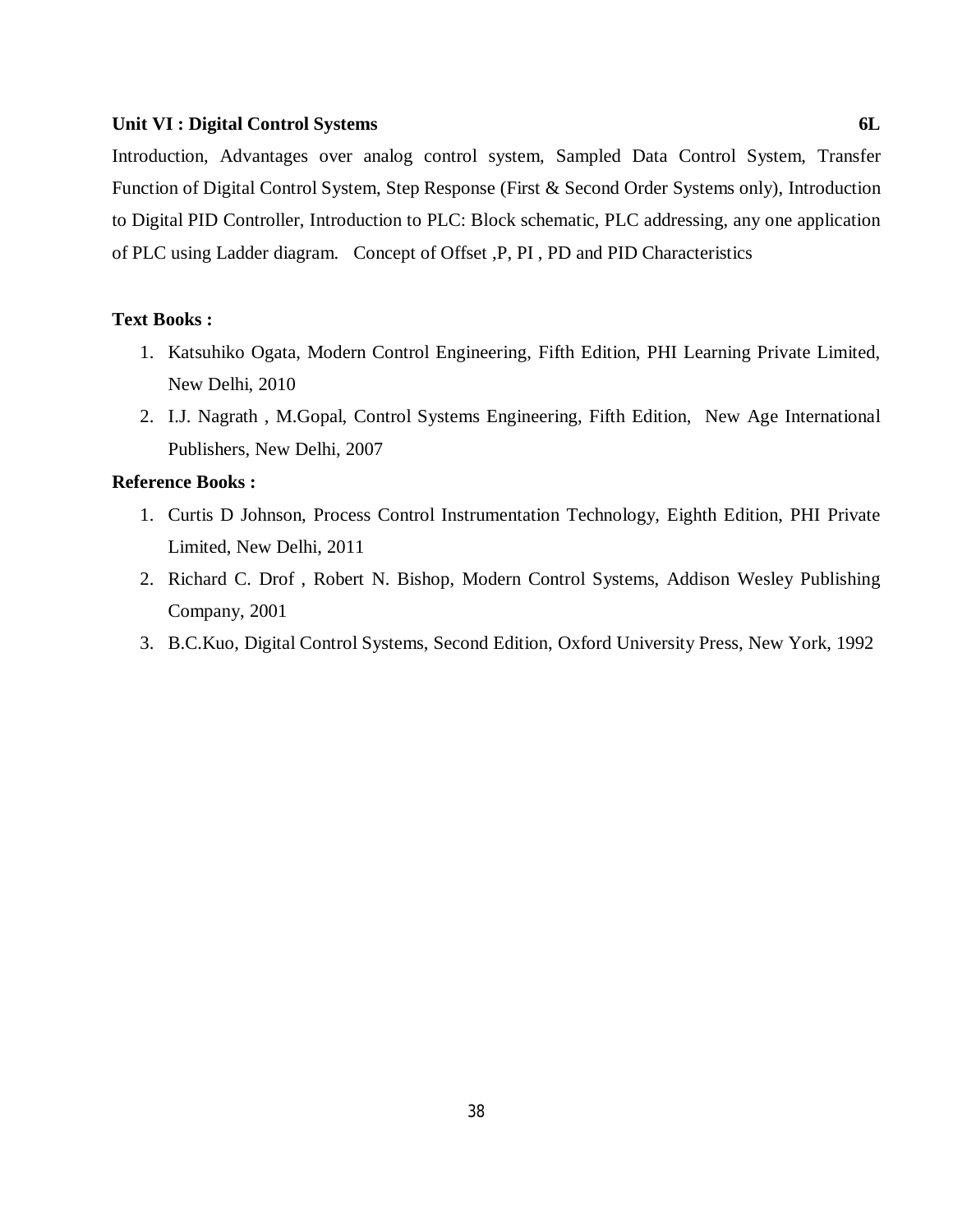**Unit VI : Digital Control Systems 6L**

Introduction, Advantages over analog control system, Sampled Data Control System, Transfer Function of Digital Control System, Step Response (First & Second Order Systems only), Introduction to Digital PID Controller, Introduction to PLC: Block schematic, PLC addressing, any one application of PLC using Ladder diagram. Concept of Offset ,P, PI , PD and PID Characteristics

**Text Books :**

1. Katsuhiko Ogata, Modern Control Engineering, Fifth Edition, PHI Learning Private Limited, New Delhi, 2010
2. I.J. Nagrath , M.Gopal, Control Systems Engineering, Fifth Edition, New Age International Publishers, New Delhi, 2007

**Reference Books :**

1. Curtis D Johnson, Process Control Instrumentation Technology, Eighth Edition, PHI Private Limited, New Delhi, 2011
2. Richard C. Drof , Robert N. Bishop, Modern Control Systems, Addison Wesley Publishing Company, 2001
3. B.C.Kuo, Digital Control Systems, Second Edition, Oxford University Press, New York, 1992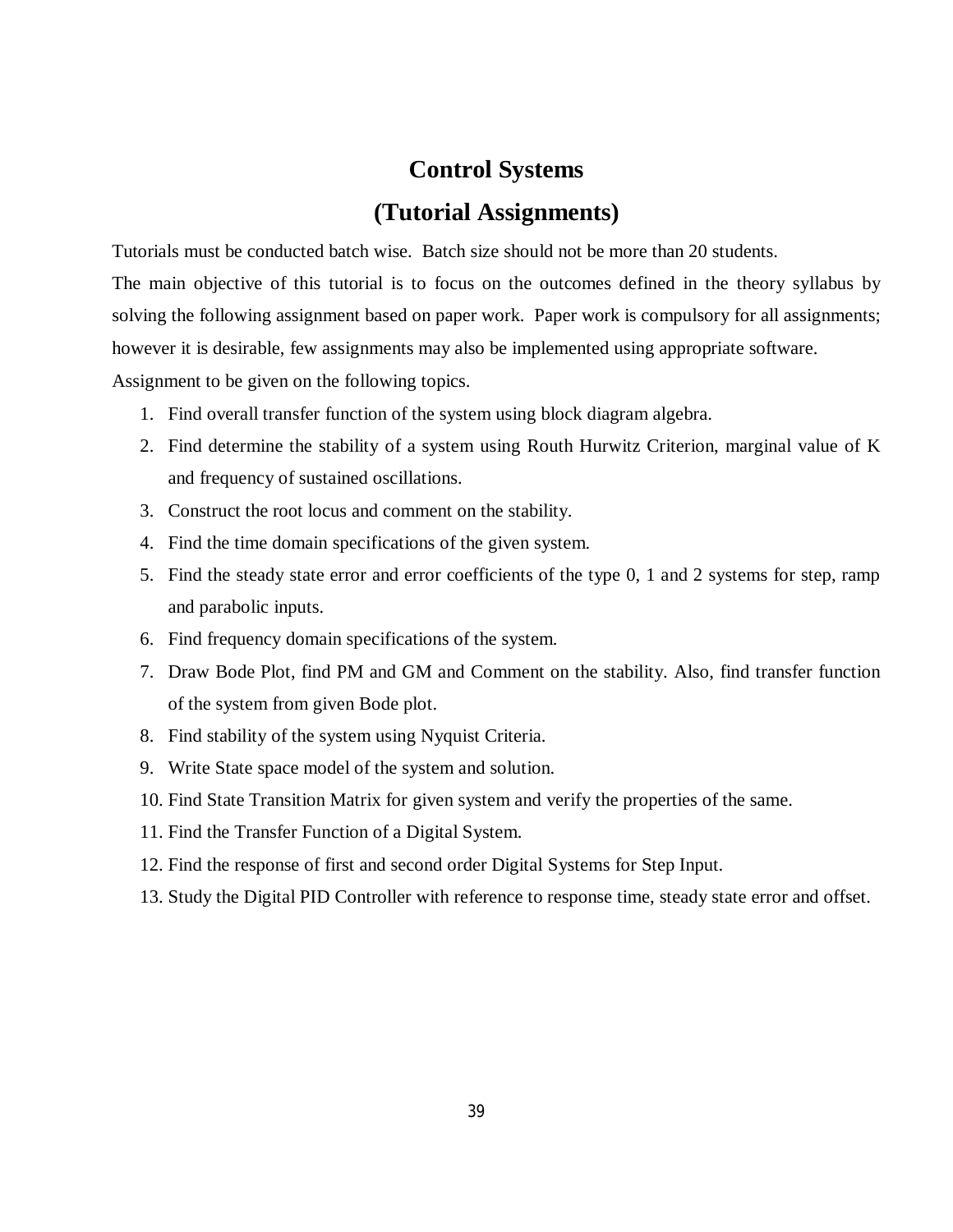# Control Systems

## (Tutorial Assignments)

Tutorials must be conducted batch wise. Batch size should not be more than 20 students.

The main objective of this tutorial is to focus on the outcomes defined in the theory syllabus by solving the following assignment based on paper work. Paper work is compulsory for all assignments; however it is desirable, few assignments may also be implemented using appropriate software.

Assignment to be given on the following topics.

1. Find overall transfer function of the system using block diagram algebra.
2. Find determine the stability of a system using Routh Hurwitz Criterion, marginal value of K and frequency of sustained oscillations.
3. Construct the root locus and comment on the stability.
4. Find the time domain specifications of the given system.
5. Find the steady state error and error coefficients of the type 0, 1 and 2 systems for step, ramp and parabolic inputs.
6. Find frequency domain specifications of the system.
7. Draw Bode Plot, find PM and GM and Comment on the stability. Also, find transfer function of the system from given Bode plot.
8. Find stability of the system using Nyquist Criteria.
9. Write State space model of the system and solution.
10. Find State Transition Matrix for given system and verify the properties of the same.
11. Find the Transfer Function of a Digital System.
12. Find the response of first and second order Digital Systems for Step Input.
13. Study the Digital PID Controller with reference to response time, steady state error and offset.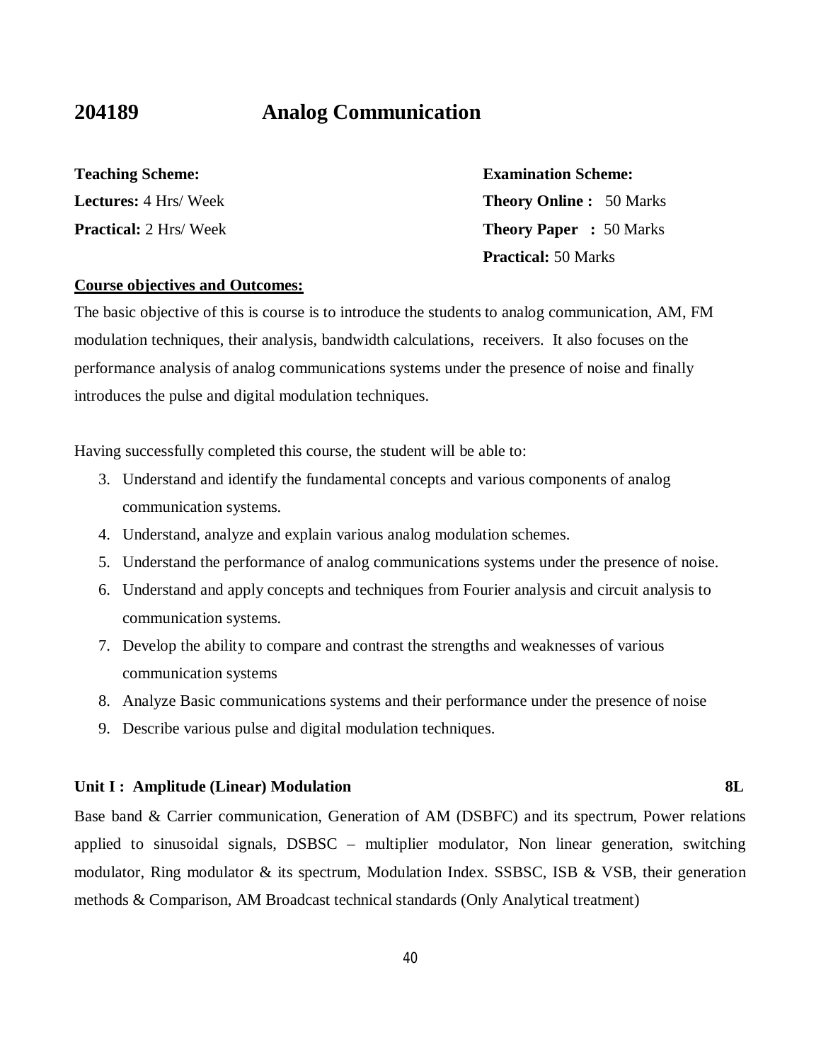## 204189 Analog Communication

**Teaching Scheme:**
**Lectures:** 4 Hrs/ Week
**Practical:** 2 Hrs/ Week

**Examination Scheme:**
**Theory Online :** 50 Marks
**Theory Paper :** 50 Marks
**Practical:** 50 Marks

**Course objectives and Outcomes:**

The basic objective of this is course is to introduce the students to analog communication, AM, FM modulation techniques, their analysis, bandwidth calculations, receivers. It also focuses on the performance analysis of analog communications systems under the presence of noise and finally introduces the pulse and digital modulation techniques.

Having successfully completed this course, the student will be able to:

3. Understand and identify the fundamental concepts and various components of analog communication systems.
4. Understand, analyze and explain various analog modulation schemes.
5. Understand the performance of analog communications systems under the presence of noise.
6. Understand and apply concepts and techniques from Fourier analysis and circuit analysis to communication systems.
7. Develop the ability to compare and contrast the strengths and weaknesses of various communication systems
8. Analyze Basic communications systems and their performance under the presence of noise
9. Describe various pulse and digital modulation techniques.

**Unit I : Amplitude (Linear) Modulation** **8L**

Base band & Carrier communication, Generation of AM (DSBFC) and its spectrum, Power relations applied to sinusoidal signals, DSBSC – multiplier modulator, Non linear generation, switching modulator, Ring modulator & its spectrum, Modulation Index. SSBSC, ISB & VSB, their generation methods & Comparison, AM Broadcast technical standards (Only Analytical treatment)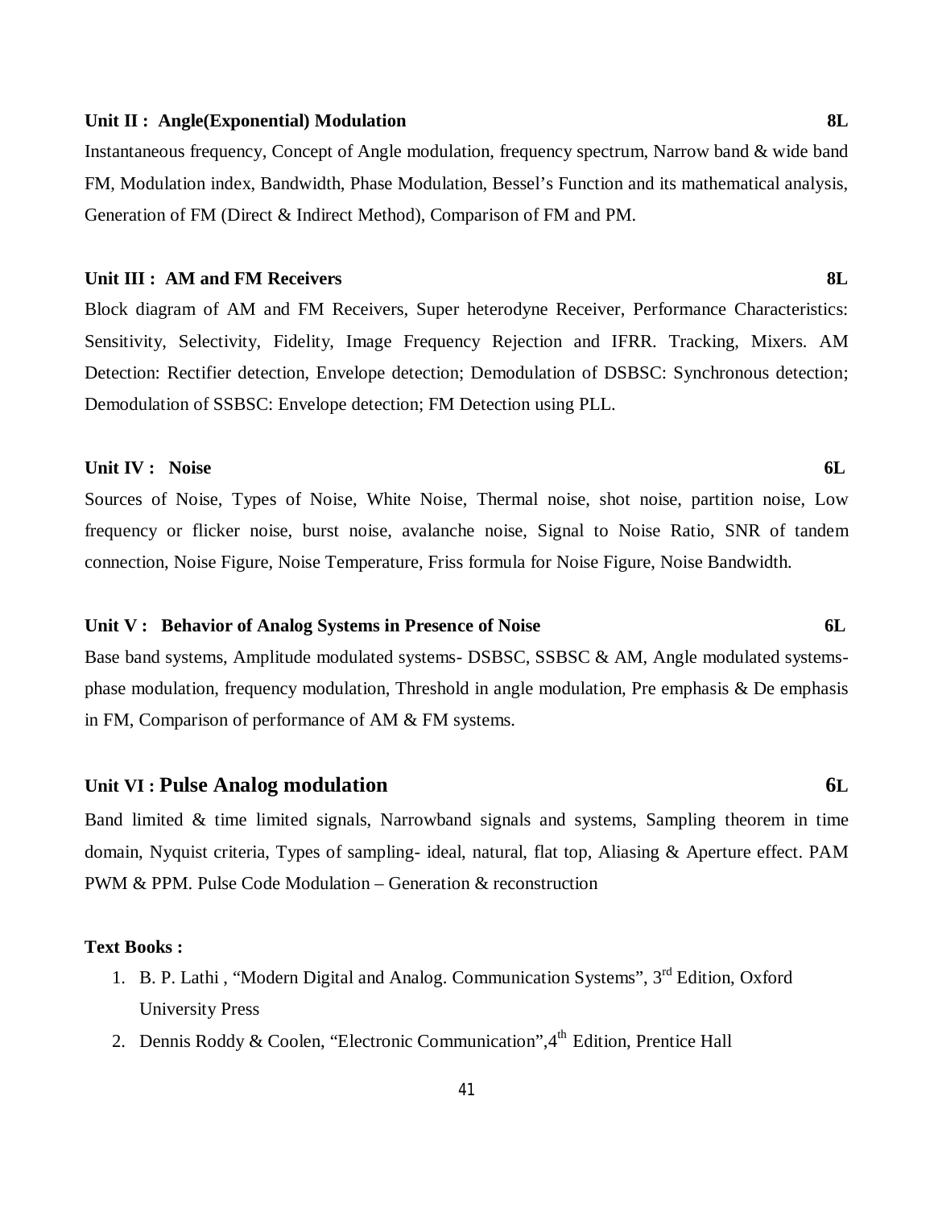**Unit II : Angle(Exponential) Modulation** **8L**

Instantaneous frequency, Concept of Angle modulation, frequency spectrum, Narrow band & wide band FM, Modulation index, Bandwidth, Phase Modulation, Bessel's Function and its mathematical analysis, Generation of FM (Direct & Indirect Method), Comparison of FM and PM.

**Unit III : AM and FM Receivers** **8L**

Block diagram of AM and FM Receivers, Super heterodyne Receiver, Performance Characteristics: Sensitivity, Selectivity, Fidelity, Image Frequency Rejection and IFRR. Tracking, Mixers. AM Detection: Rectifier detection, Envelope detection; Demodulation of DSBSC: Synchronous detection; Demodulation of SSBSC: Envelope detection; FM Detection using PLL.

**Unit IV : Noise** **6L**

Sources of Noise, Types of Noise, White Noise, Thermal noise, shot noise, partition noise, Low frequency or flicker noise, burst noise, avalanche noise, Signal to Noise Ratio, SNR of tandem connection, Noise Figure, Noise Temperature, Friss formula for Noise Figure, Noise Bandwidth.

**Unit V : Behavior of Analog Systems in Presence of Noise** **6L**

Base band systems, Amplitude modulated systems- DSBSC, SSBSC & AM, Angle modulated systems-phase modulation, frequency modulation, Threshold in angle modulation, Pre emphasis & De emphasis in FM, Comparison of performance of AM & FM systems.

**Unit VI : Pulse Analog modulation** **6L**

Band limited & time limited signals, Narrowband signals and systems, Sampling theorem in time domain, Nyquist criteria, Types of sampling- ideal, natural, flat top, Aliasing & Aperture effect. PAM PWM & PPM. Pulse Code Modulation – Generation & reconstruction

**Text Books :**

1. B. P. Lathi , "Modern Digital and Analog. Communication Systems", 3rd Edition, Oxford University Press
2. Dennis Roddy & Coolen, "Electronic Communication",4th Edition, Prentice Hall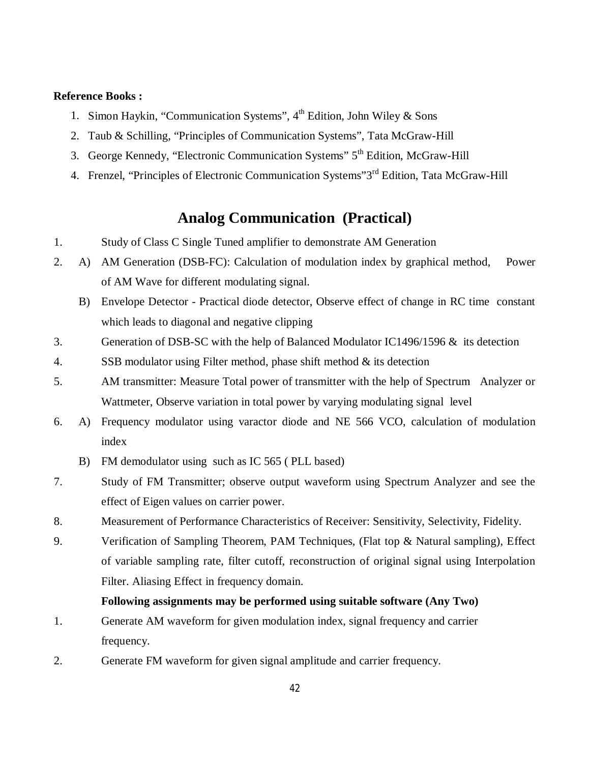**Reference Books :**

1. Simon Haykin, "Communication Systems", $4^{th}$ Edition, John Wiley & Sons
2. Taub & Schilling, "Principles of Communication Systems", Tata McGraw-Hill
3. George Kennedy, "Electronic Communication Systems" $5^{th}$ Edition, McGraw-Hill
4. Frenzel, "Principles of Electronic Communication Systems"$3^{rd}$ Edition, Tata McGraw-Hill

## Analog Communication (Practical)

1. Study of Class C Single Tuned amplifier to demonstrate AM Generation
2. A) AM Generation (DSB-FC): Calculation of modulation index by graphical method, Power of AM Wave for different modulating signal.

   B) Envelope Detector - Practical diode detector, Observe effect of change in RC time constant which leads to diagonal and negative clipping
3. Generation of DSB-SC with the help of Balanced Modulator IC1496/1596 & its detection
4. SSB modulator using Filter method, phase shift method & its detection
5. AM transmitter: Measure Total power of transmitter with the help of Spectrum Analyzer or Wattmeter, Observe variation in total power by varying modulating signal level
6. A) Frequency modulator using varactor diode and NE 566 VCO, calculation of modulation index

   B) FM demodulator using such as IC 565 ( PLL based)
7. Study of FM Transmitter; observe output waveform using Spectrum Analyzer and see the effect of Eigen values on carrier power.
8. Measurement of Performance Characteristics of Receiver: Sensitivity, Selectivity, Fidelity.
9. Verification of Sampling Theorem, PAM Techniques, (Flat top & Natural sampling), Effect of variable sampling rate, filter cutoff, reconstruction of original signal using Interpolation Filter. Aliasing Effect in frequency domain.

**Following assignments may be performed using suitable software (Any Two)**

1. Generate AM waveform for given modulation index, signal frequency and carrier frequency.
2. Generate FM waveform for given signal amplitude and carrier frequency.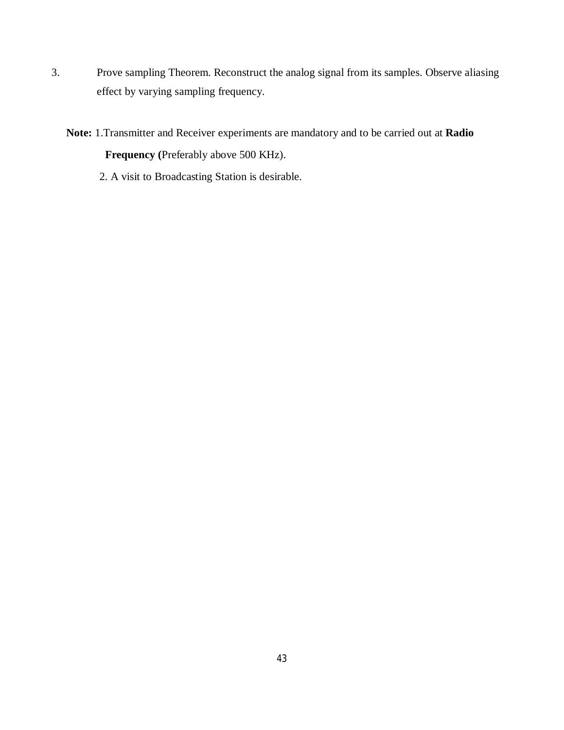3. Prove sampling Theorem. Reconstruct the analog signal from its samples. Observe aliasing effect by varying sampling frequency.

**Note:** 1.Transmitter and Receiver experiments are mandatory and to be carried out at **Radio Frequency (**Preferably above 500 KHz).

2. A visit to Broadcasting Station is desirable.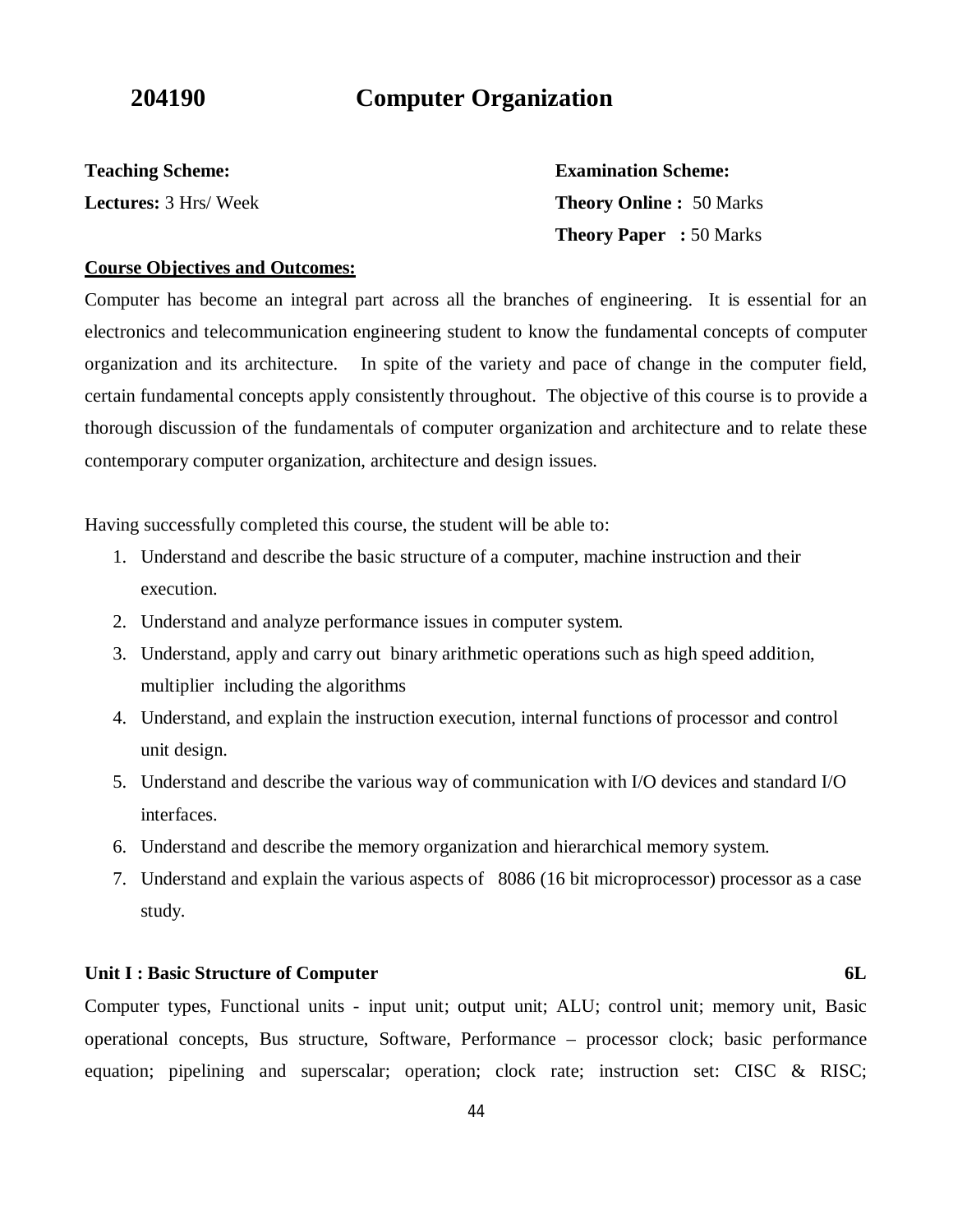# 204190 Computer Organization

**Teaching Scheme:**
**Lectures:** 3 Hrs/ Week

**Examination Scheme:**
**Theory Online :** 50 Marks
**Theory Paper :** 50 Marks

**Course Objectives and Outcomes:**

Computer has become an integral part across all the branches of engineering. It is essential for an electronics and telecommunication engineering student to know the fundamental concepts of computer organization and its architecture. In spite of the variety and pace of change in the computer field, certain fundamental concepts apply consistently throughout. The objective of this course is to provide a thorough discussion of the fundamentals of computer organization and architecture and to relate these contemporary computer organization, architecture and design issues.

Having successfully completed this course, the student will be able to:

1. Understand and describe the basic structure of a computer, machine instruction and their execution.
2. Understand and analyze performance issues in computer system.
3. Understand, apply and carry out binary arithmetic operations such as high speed addition, multiplier including the algorithms
4. Understand, and explain the instruction execution, internal functions of processor and control unit design.
5. Understand and describe the various way of communication with I/O devices and standard I/O interfaces.
6. Understand and describe the memory organization and hierarchical memory system.
7. Understand and explain the various aspects of 8086 (16 bit microprocessor) processor as a case study.

**Unit I : Basic Structure of Computer** **6L**

Computer types, Functional units - input unit; output unit; ALU; control unit; memory unit, Basic operational concepts, Bus structure, Software, Performance – processor clock; basic performance equation; pipelining and superscalar; operation; clock rate; instruction set: CISC & RISC;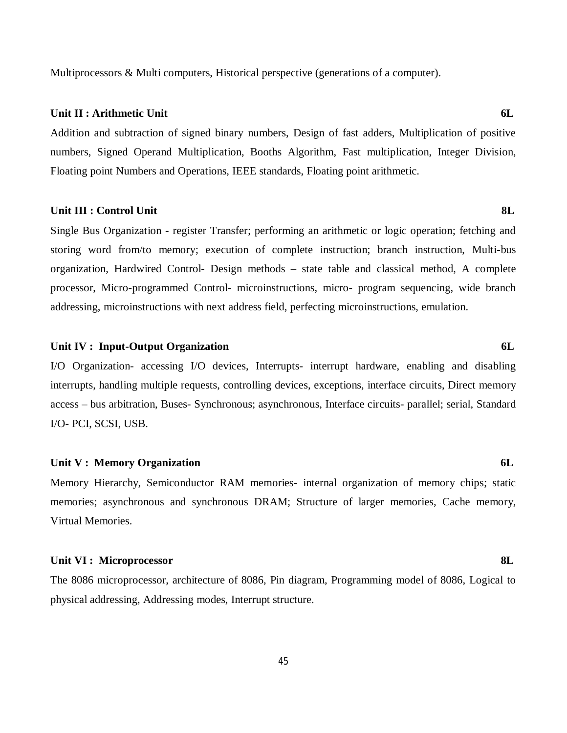Multiprocessors & Multi computers, Historical perspective (generations of a computer).

**Unit II : Arithmetic Unit** **6L**

Addition and subtraction of signed binary numbers, Design of fast adders, Multiplication of positive numbers, Signed Operand Multiplication, Booths Algorithm, Fast multiplication, Integer Division, Floating point Numbers and Operations, IEEE standards, Floating point arithmetic.

**Unit III : Control Unit** **8L**

Single Bus Organization - register Transfer; performing an arithmetic or logic operation; fetching and storing word from/to memory; execution of complete instruction; branch instruction, Multi-bus organization, Hardwired Control- Design methods – state table and classical method, A complete processor, Micro-programmed Control- microinstructions, micro- program sequencing, wide branch addressing, microinstructions with next address field, perfecting microinstructions, emulation.

**Unit IV : Input-Output Organization** **6L**

I/O Organization- accessing I/O devices, Interrupts- interrupt hardware, enabling and disabling interrupts, handling multiple requests, controlling devices, exceptions, interface circuits, Direct memory access – bus arbitration, Buses- Synchronous; asynchronous, Interface circuits- parallel; serial, Standard I/O- PCI, SCSI, USB.

**Unit V : Memory Organization** **6L**

Memory Hierarchy, Semiconductor RAM memories- internal organization of memory chips; static memories; asynchronous and synchronous DRAM; Structure of larger memories, Cache memory, Virtual Memories.

**Unit VI : Microprocessor** **8L**

The 8086 microprocessor, architecture of 8086, Pin diagram, Programming model of 8086, Logical to physical addressing, Addressing modes, Interrupt structure.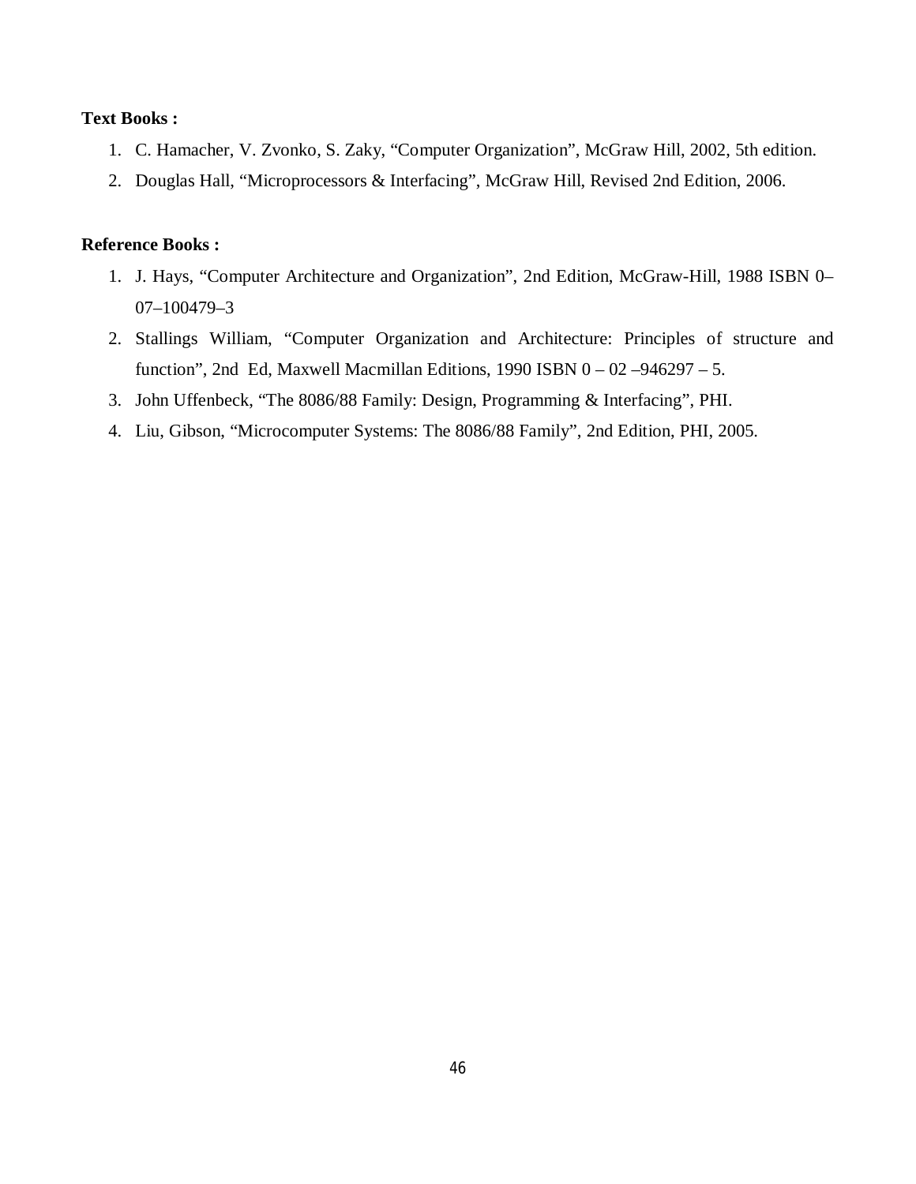**Text Books :**

1. C. Hamacher, V. Zvonko, S. Zaky, “Computer Organization”, McGraw Hill, 2002, 5th edition.
2. Douglas Hall, “Microprocessors & Interfacing”, McGraw Hill, Revised 2nd Edition, 2006.

**Reference Books :**

1. J. Hays, “Computer Architecture and Organization”, 2nd Edition, McGraw-Hill, 1988 ISBN 0–07–100479–3
2. Stallings William, “Computer Organization and Architecture: Principles of structure and function”, 2nd Ed, Maxwell Macmillan Editions, 1990 ISBN 0 – 02 –946297 – 5.
3. John Uffenbeck, “The 8086/88 Family: Design, Programming & Interfacing”, PHI.
4. Liu, Gibson, “Microcomputer Systems: The 8086/88 Family”, 2nd Edition, PHI, 2005.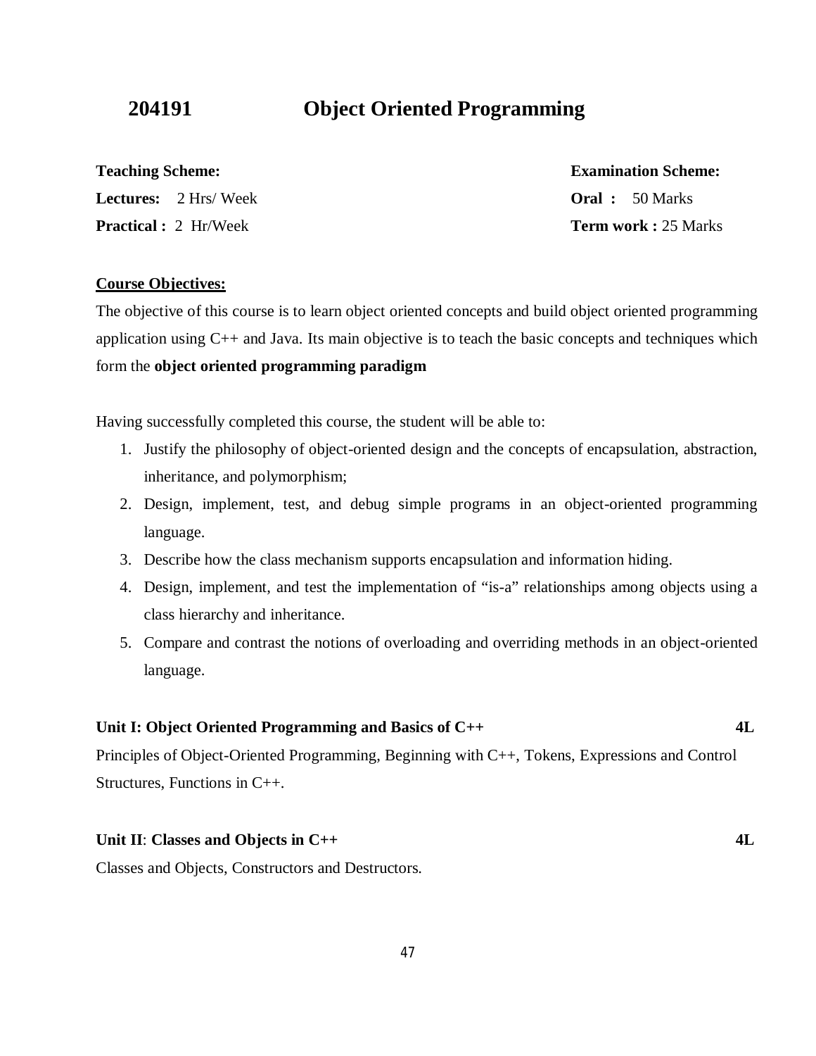## 204191 Object Oriented Programming

| **Teaching Scheme:** | **Examination Scheme:** |
|---|---|
| **Lectures:** 2 Hrs/ Week | **Oral :** 50 Marks |
| **Practical :** 2 Hr/Week | **Term work :** 25 Marks |

**Course Objectives:**

The objective of this course is to learn object oriented concepts and build object oriented programming application using C++ and Java. Its main objective is to teach the basic concepts and techniques which form the **object oriented programming paradigm**

Having successfully completed this course, the student will be able to:

1. Justify the philosophy of object-oriented design and the concepts of encapsulation, abstraction, inheritance, and polymorphism;
2. Design, implement, test, and debug simple programs in an object-oriented programming language.
3. Describe how the class mechanism supports encapsulation and information hiding.
4. Design, implement, and test the implementation of “is-a” relationships among objects using a class hierarchy and inheritance.
5. Compare and contrast the notions of overloading and overriding methods in an object-oriented language.

**Unit I: Object Oriented Programming and Basics of C++ 4L**

Principles of Object-Oriented Programming, Beginning with C++, Tokens, Expressions and Control Structures, Functions in C++.

**Unit II**: **Classes and Objects in C++ 4L**

Classes and Objects, Constructors and Destructors.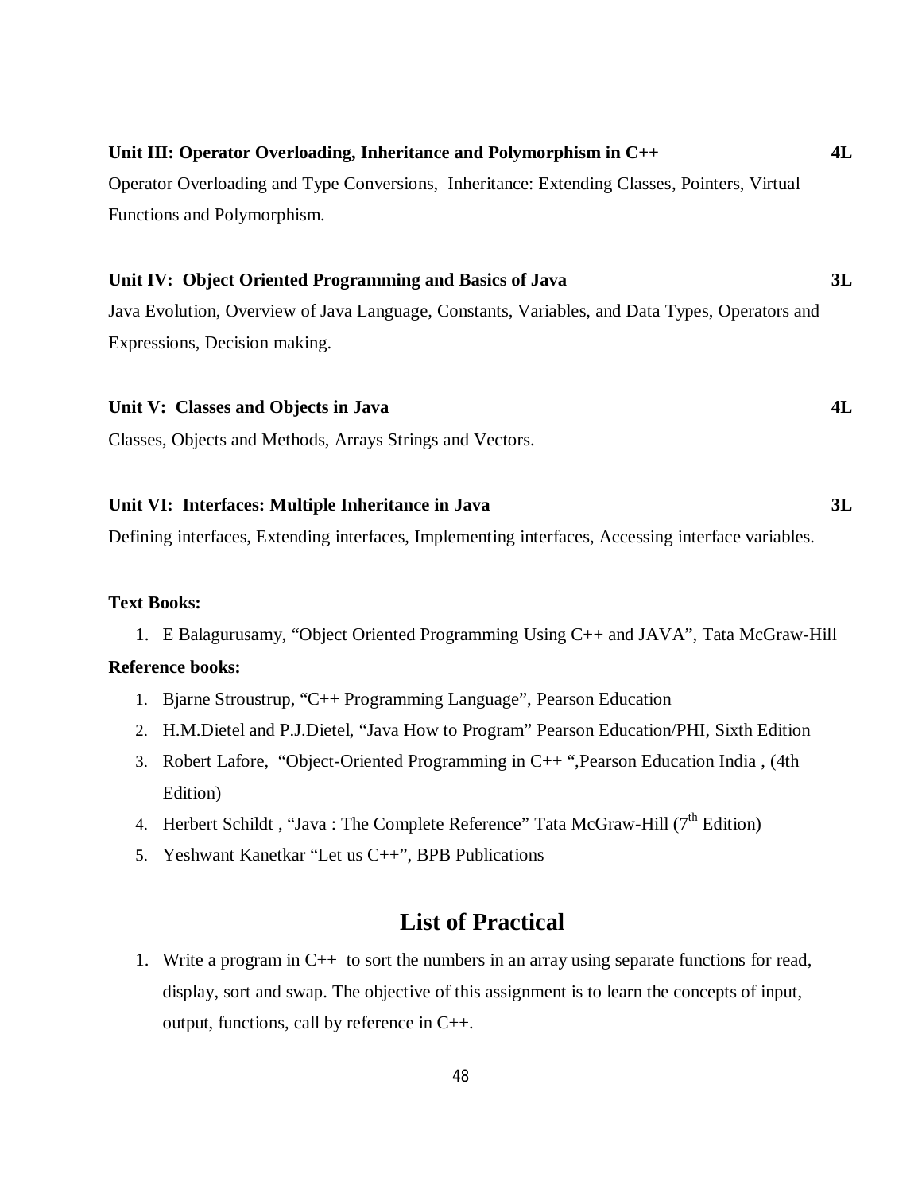**Unit III: Operator Overloading, Inheritance and Polymorphism in C++** **4L**

Operator Overloading and Type Conversions, Inheritance: Extending Classes, Pointers, Virtual Functions and Polymorphism.

**Unit IV: Object Oriented Programming and Basics of Java** **3L**

Java Evolution, Overview of Java Language, Constants, Variables, and Data Types, Operators and Expressions, Decision making.

**Unit V: Classes and Objects in Java** **4L**

Classes, Objects and Methods, Arrays Strings and Vectors.

**Unit VI: Interfaces: Multiple Inheritance in Java** **3L**

Defining interfaces, Extending interfaces, Implementing interfaces, Accessing interface variables.

**Text Books:**

1. E Balagurusamy, "Object Oriented Programming Using C++ and JAVA", Tata McGraw-Hill

**Reference books:**

1. Bjarne Stroustrup, "C++ Programming Language", Pearson Education
2. H.M.Dietel and P.J.Dietel, "Java How to Program" Pearson Education/PHI, Sixth Edition
3. Robert Lafore, "Object-Oriented Programming in C++ ",Pearson Education India , (4th Edition)
4. Herbert Schildt , "Java : The Complete Reference" Tata McGraw-Hill (7th Edition)
5. Yeshwant Kanetkar "Let us C++", BPB Publications

## List of Practical

1. Write a program in C++ to sort the numbers in an array using separate functions for read, display, sort and swap. The objective of this assignment is to learn the concepts of input, output, functions, call by reference in C++.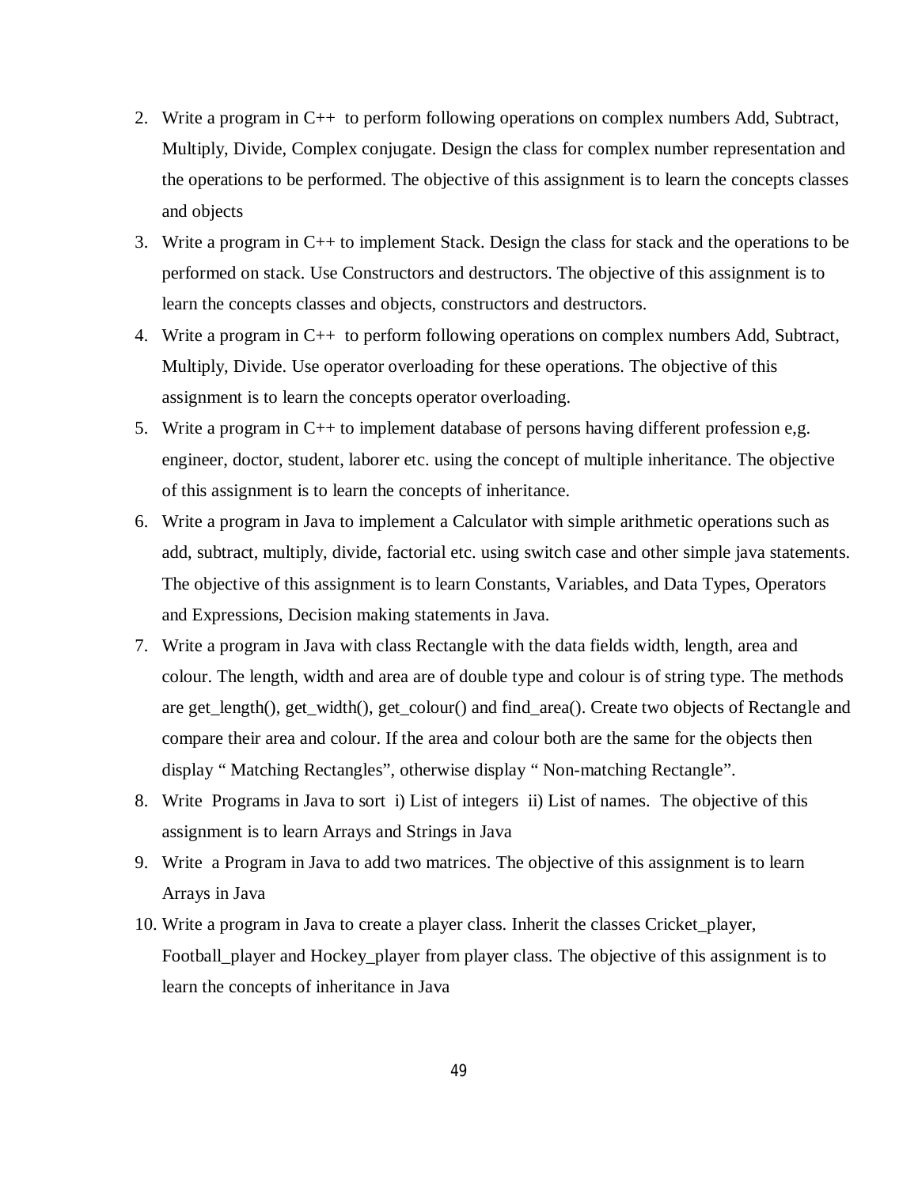2. Write a program in C++ to perform following operations on complex numbers Add, Subtract, Multiply, Divide, Complex conjugate. Design the class for complex number representation and the operations to be performed. The objective of this assignment is to learn the concepts classes and objects
3. Write a program in C++ to implement Stack. Design the class for stack and the operations to be performed on stack. Use Constructors and destructors. The objective of this assignment is to learn the concepts classes and objects, constructors and destructors.
4. Write a program in C++ to perform following operations on complex numbers Add, Subtract, Multiply, Divide. Use operator overloading for these operations. The objective of this assignment is to learn the concepts operator overloading.
5. Write a program in C++ to implement database of persons having different profession e,g. engineer, doctor, student, laborer etc. using the concept of multiple inheritance. The objective of this assignment is to learn the concepts of inheritance.
6. Write a program in Java to implement a Calculator with simple arithmetic operations such as add, subtract, multiply, divide, factorial etc. using switch case and other simple java statements. The objective of this assignment is to learn Constants, Variables, and Data Types, Operators and Expressions, Decision making statements in Java.
7. Write a program in Java with class Rectangle with the data fields width, length, area and colour. The length, width and area are of double type and colour is of string type. The methods are get_length(), get_width(), get_colour() and find_area(). Create two objects of Rectangle and compare their area and colour. If the area and colour both are the same for the objects then display " Matching Rectangles", otherwise display " Non-matching Rectangle".
8. Write Programs in Java to sort i) List of integers ii) List of names. The objective of this assignment is to learn Arrays and Strings in Java
9. Write a Program in Java to add two matrices. The objective of this assignment is to learn Arrays in Java
10. Write a program in Java to create a player class. Inherit the classes Cricket_player, Football_player and Hockey_player from player class. The objective of this assignment is to learn the concepts of inheritance in Java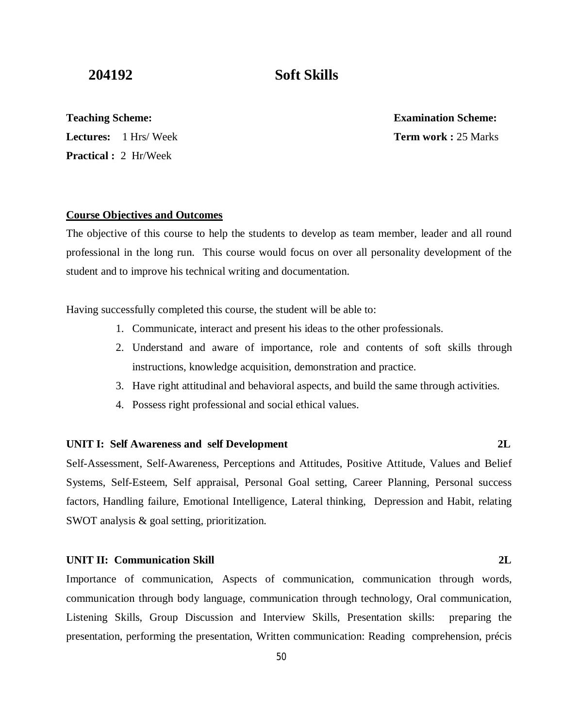# 204192 Soft Skills

**Teaching Scheme:**
**Lectures:** 1 Hrs/ Week
**Practical :** 2 Hr/Week

**Examination Scheme:**
**Term work :** 25 Marks

**Course Objectives and Outcomes**

The objective of this course to help the students to develop as team member, leader and all round professional in the long run. This course would focus on over all personality development of the student and to improve his technical writing and documentation.

Having successfully completed this course, the student will be able to:

1. Communicate, interact and present his ideas to the other professionals.
2. Understand and aware of importance, role and contents of soft skills through instructions, knowledge acquisition, demonstration and practice.
3. Have right attitudinal and behavioral aspects, and build the same through activities.
4. Possess right professional and social ethical values.

**UNIT I: Self Awareness and self Development 2L**

Self-Assessment, Self-Awareness, Perceptions and Attitudes, Positive Attitude, Values and Belief Systems, Self-Esteem, Self appraisal, Personal Goal setting, Career Planning, Personal success factors, Handling failure, Emotional Intelligence, Lateral thinking, Depression and Habit, relating SWOT analysis & goal setting, prioritization.

**UNIT II: Communication Skill 2L**

Importance of communication, Aspects of communication, communication through words, communication through body language, communication through technology, Oral communication, Listening Skills, Group Discussion and Interview Skills, Presentation skills: preparing the presentation, performing the presentation, Written communication: Reading comprehension, précis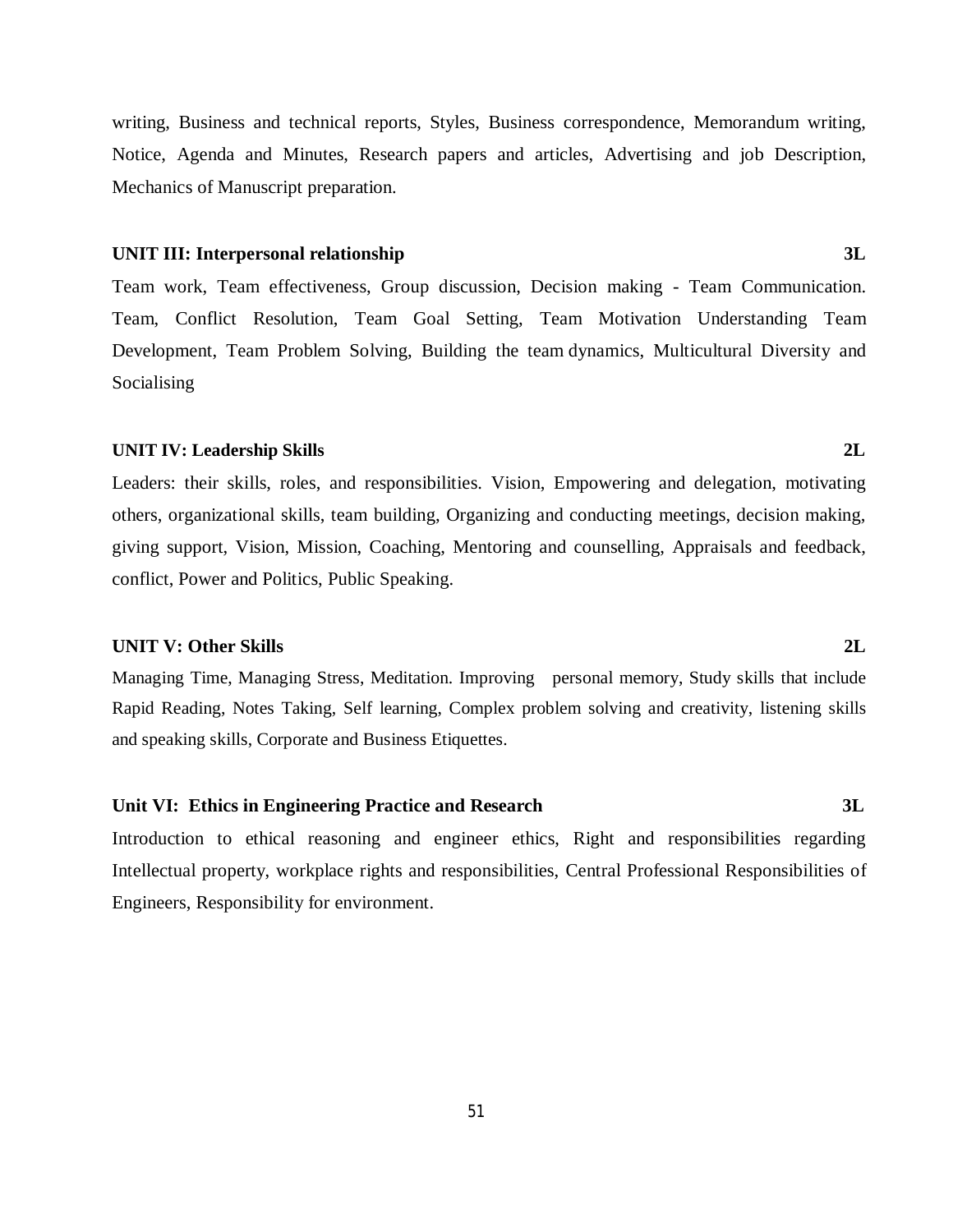writing, Business and technical reports, Styles, Business correspondence, Memorandum writing, Notice, Agenda and Minutes, Research papers and articles, Advertising and job Description, Mechanics of Manuscript preparation.

**UNIT III: Interpersonal relationship** **3L**

Team work, Team effectiveness, Group discussion, Decision making - Team Communication. Team, Conflict Resolution, Team Goal Setting, Team Motivation Understanding Team Development, Team Problem Solving, Building the team dynamics, Multicultural Diversity and Socialising

**UNIT IV: Leadership Skills** **2L**

Leaders: their skills, roles, and responsibilities. Vision, Empowering and delegation, motivating others, organizational skills, team building, Organizing and conducting meetings, decision making, giving support, Vision, Mission, Coaching, Mentoring and counselling, Appraisals and feedback, conflict, Power and Politics, Public Speaking.

**UNIT V: Other Skills** **2L**

Managing Time, Managing Stress, Meditation. Improving personal memory, Study skills that include Rapid Reading, Notes Taking, Self learning, Complex problem solving and creativity, listening skills and speaking skills, Corporate and Business Etiquettes.

**Unit VI: Ethics in Engineering Practice and Research** **3L**

Introduction to ethical reasoning and engineer ethics, Right and responsibilities regarding Intellectual property, workplace rights and responsibilities, Central Professional Responsibilities of Engineers, Responsibility for environment.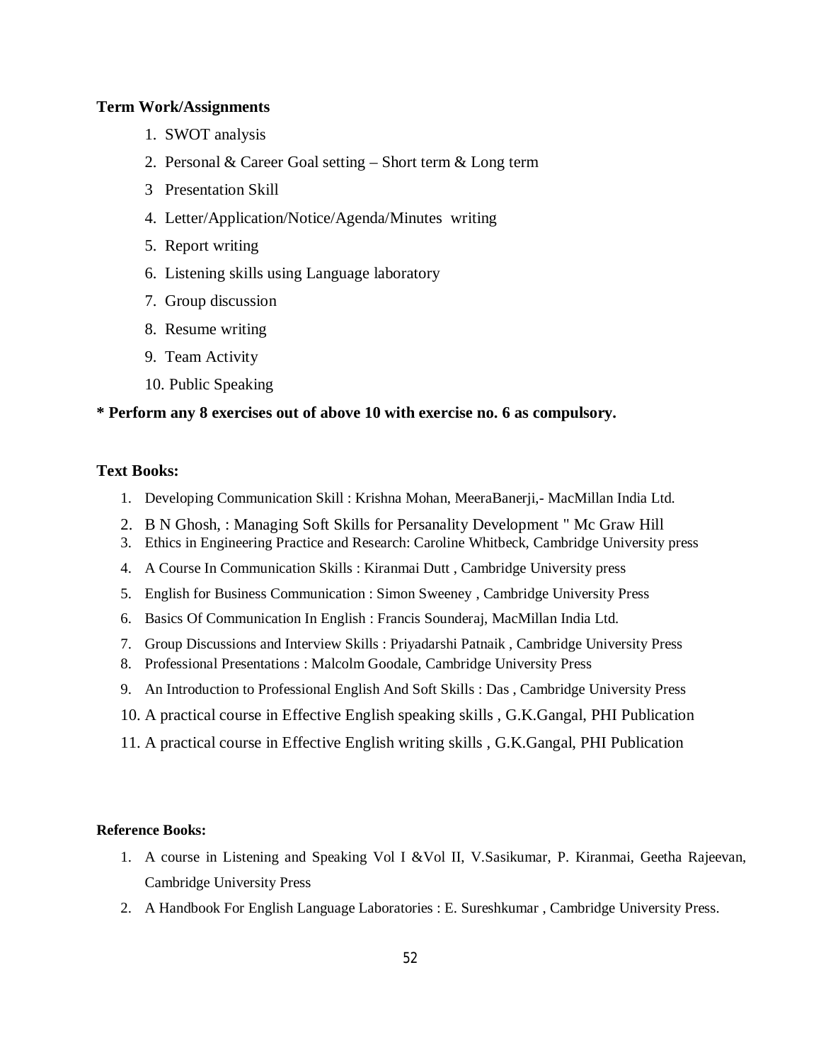**Term Work/Assignments**

1. SWOT analysis
2. Personal & Career Goal setting – Short term & Long term
3. Presentation Skill
4. Letter/Application/Notice/Agenda/Minutes writing
5. Report writing
6. Listening skills using Language laboratory
7. Group discussion
8. Resume writing
9. Team Activity
10. Public Speaking

**\* Perform any 8 exercises out of above 10 with exercise no. 6 as compulsory.**

**Text Books:**

1. Developing Communication Skill : Krishna Mohan, MeeraBanerji,- MacMillan India Ltd.
2. B N Ghosh, : Managing Soft Skills for Persanality Development " Mc Graw Hill
3. Ethics in Engineering Practice and Research: Caroline Whitbeck, Cambridge University press
4. A Course In Communication Skills : Kiranmai Dutt , Cambridge University press
5. English for Business Communication : Simon Sweeney , Cambridge University Press
6. Basics Of Communication In English : Francis Sounderaj, MacMillan India Ltd.
7. Group Discussions and Interview Skills : Priyadarshi Patnaik , Cambridge University Press
8. Professional Presentations : Malcolm Goodale, Cambridge University Press
9. An Introduction to Professional English And Soft Skills : Das , Cambridge University Press
10. A practical course in Effective English speaking skills , G.K.Gangal, PHI Publication
11. A practical course in Effective English writing skills , G.K.Gangal, PHI Publication

**Reference Books:**

1. A course in Listening and Speaking Vol I &Vol II, V.Sasikumar, P. Kiranmai, Geetha Rajeevan, Cambridge University Press
2. A Handbook For English Language Laboratories : E. Sureshkumar , Cambridge University Press.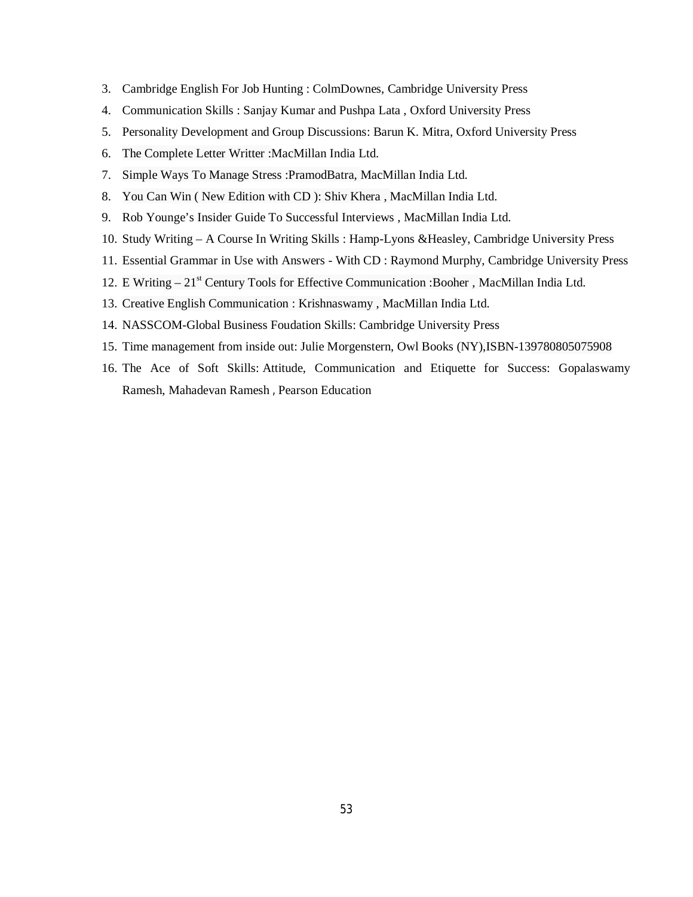3. Cambridge English For Job Hunting : ColmDownes, Cambridge University Press
4. Communication Skills : Sanjay Kumar and Pushpa Lata , Oxford University Press
5. Personality Development and Group Discussions: Barun K. Mitra, Oxford University Press
6. The Complete Letter Writter :MacMillan India Ltd.
7. Simple Ways To Manage Stress :PramodBatra, MacMillan India Ltd.
8. You Can Win ( New Edition with CD ): Shiv Khera , MacMillan India Ltd.
9. Rob Younge's Insider Guide To Successful Interviews , MacMillan India Ltd.
10. Study Writing – A Course In Writing Skills : Hamp-Lyons &Heasley, Cambridge University Press
11. Essential Grammar in Use with Answers - With CD : Raymond Murphy, Cambridge University Press
12. E Writing – 21st Century Tools for Effective Communication :Booher , MacMillan India Ltd.
13. Creative English Communication : Krishnaswamy , MacMillan India Ltd.
14. NASSCOM-Global Business Foudation Skills: Cambridge University Press
15. Time management from inside out: Julie Morgenstern, Owl Books (NY),ISBN-139780805075908
16. The Ace of Soft Skills: Attitude, Communication and Etiquette for Success: Gopalaswamy Ramesh, Mahadevan Ramesh , Pearson Education